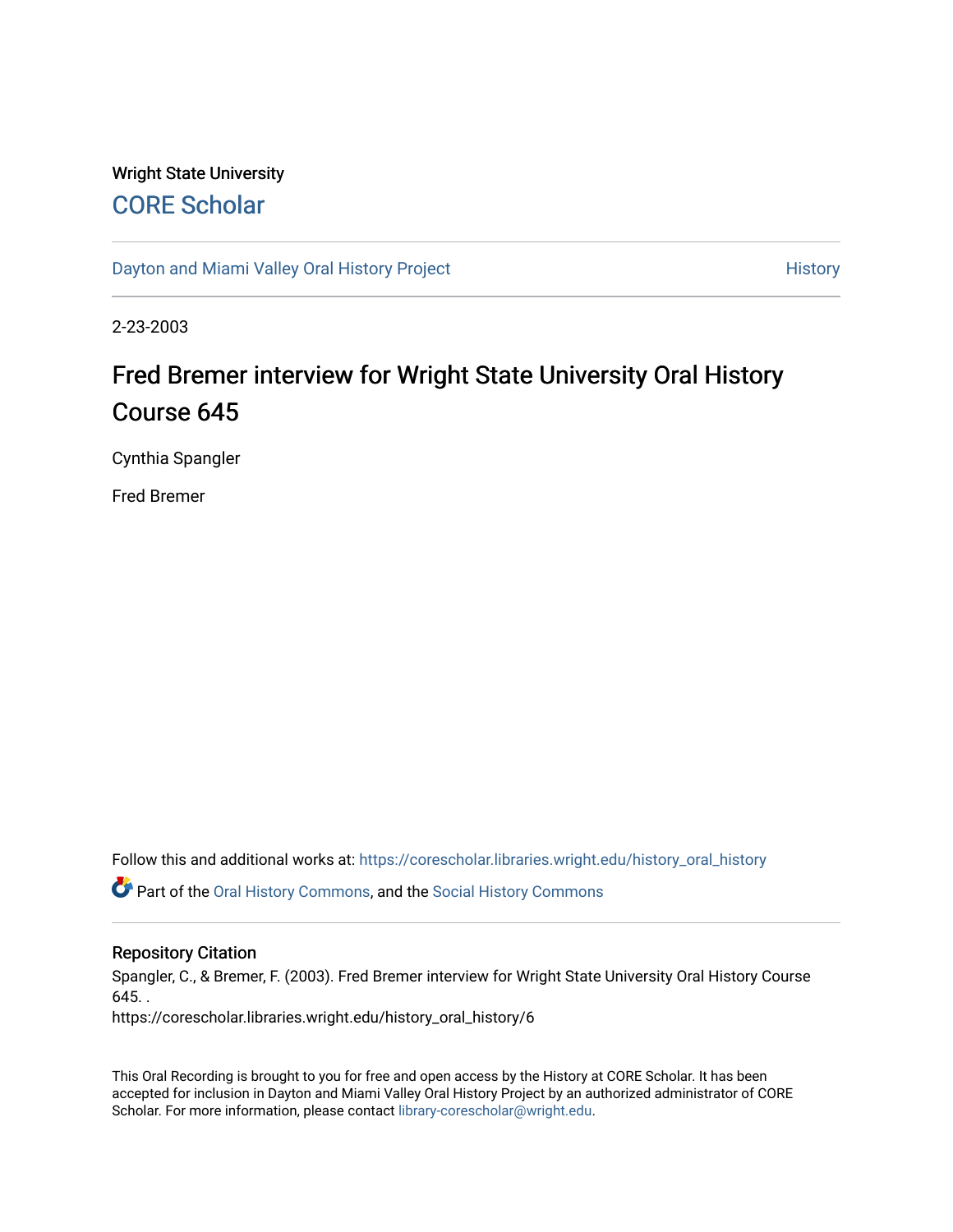Wright State University

# CORE Scholar

Dayton and Miami Valley Oral History Project

History

2-23-2003

## Fred Bremer interview for Wright State University Oral History Course 645

Cynthia Spangler

Fred Bremer

Follow this and additional works at: https://corescholar.libraries.wright.edu/history_oral_history

Part of the Oral History Commons, and the Social History Commons

### Repository Citation

Spangler, C., & Bremer, F. (2003). Fred Bremer interview for Wright State University Oral History Course 645. .
https://corescholar.libraries.wright.edu/history_oral_history/6

This Oral Recording is brought to you for free and open access by the History at CORE Scholar. It has been accepted for inclusion in Dayton and Miami Valley Oral History Project by an authorized administrator of CORE Scholar. For more information, please contact library-corescholar@wright.edu.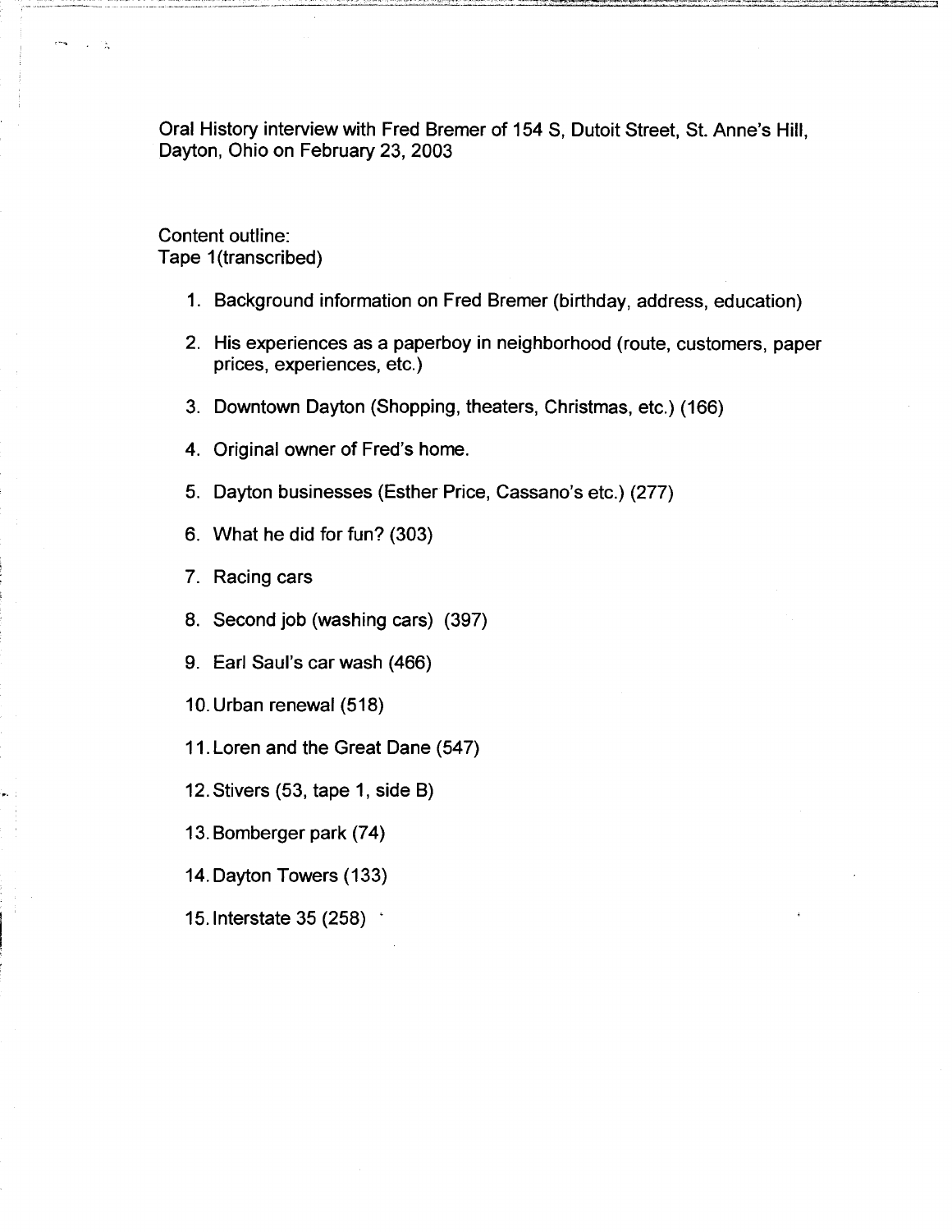Oral History interview with Fred Bremer of 154 S, Dutoit Street, St. Anne's Hill, Dayton, Ohio on February 23, 2003

Content outline:
Tape 1(transcribed)

1. Background information on Fred Bremer (birthday, address, education)
2. His experiences as a paperboy in neighborhood (route, customers, paper prices, experiences, etc.)
3. Downtown Dayton (Shopping, theaters, Christmas, etc.) (166)
4. Original owner of Fred's home.
5. Dayton businesses (Esther Price, Cassano's etc.) (277)
6. What he did for fun? (303)
7. Racing cars
8. Second job (washing cars) (397)
9. Earl Saul's car wash (466)
10. Urban renewal (518)
11. Loren and the Great Dane (547)
12. Stivers (53, tape 1, side B)
13. Bomberger park (74)
14. Dayton Towers (133)
15. Interstate 35 (258)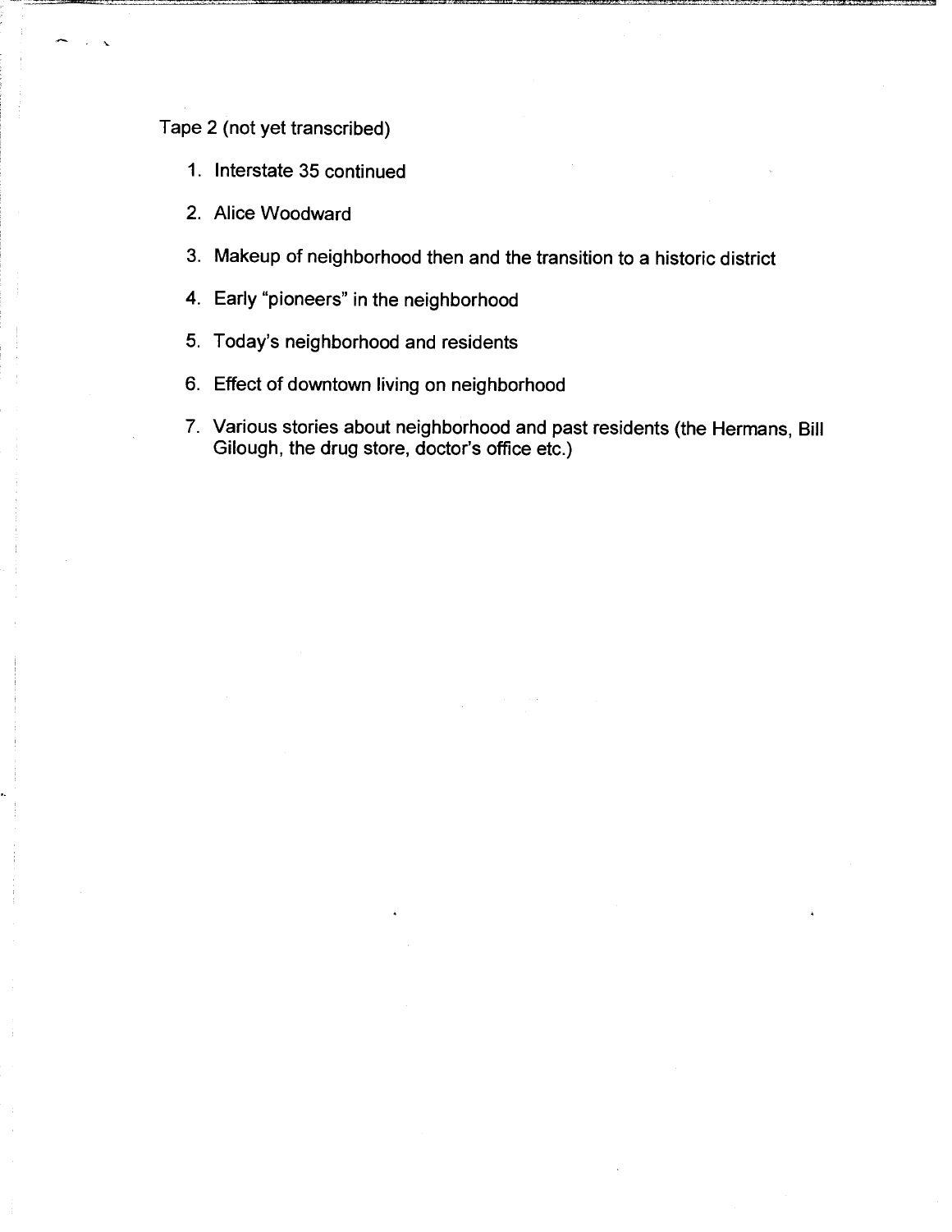Tape 2 (not yet transcribed)

1. Interstate 35 continued
2. Alice Woodward
3. Makeup of neighborhood then and the transition to a historic district
4. Early "pioneers" in the neighborhood
5. Today's neighborhood and residents
6. Effect of downtown living on neighborhood
7. Various stories about neighborhood and past residents (the Hermans, Bill Gilough, the drug store, doctor's office etc.)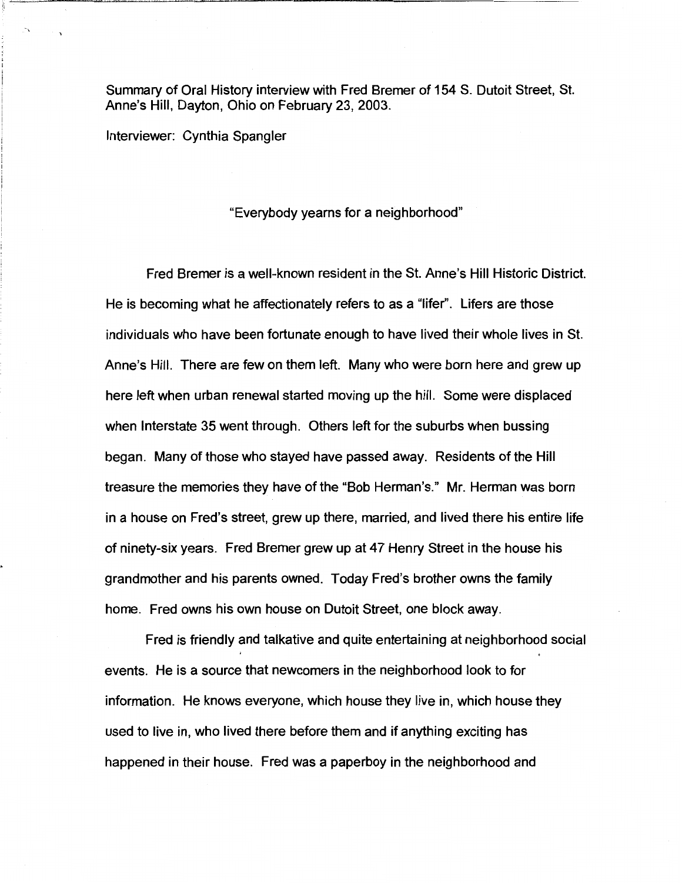Summary of Oral History interview with Fred Bremer of 154 S. Dutoit Street, St. Anne's Hill, Dayton, Ohio on February 23, 2003.

Interviewer: Cynthia Spangler

"Everybody yearns for a neighborhood"

Fred Bremer is a well-known resident in the St. Anne's Hill Historic District. He is becoming what he affectionately refers to as a "lifer". Lifers are those individuals who have been fortunate enough to have lived their whole lives in St. Anne's Hill. There are few on them left. Many who were born here and grew up here left when urban renewal started moving up the hill. Some were displaced when Interstate 35 went through. Others left for the suburbs when bussing began. Many of those who stayed have passed away. Residents of the Hill treasure the memories they have of the "Bob Herman's." Mr. Herman was born in a house on Fred's street, grew up there, married, and lived there his entire life of ninety-six years. Fred Bremer grew up at 47 Henry Street in the house his grandmother and his parents owned. Today Fred's brother owns the family home. Fred owns his own house on Dutoit Street, one block away.

Fred is friendly and talkative and quite entertaining at neighborhood social events. He is a source that newcomers in the neighborhood look to for information. He knows everyone, which house they live in, which house they used to live in, who lived there before them and if anything exciting has happened in their house. Fred was a paperboy in the neighborhood and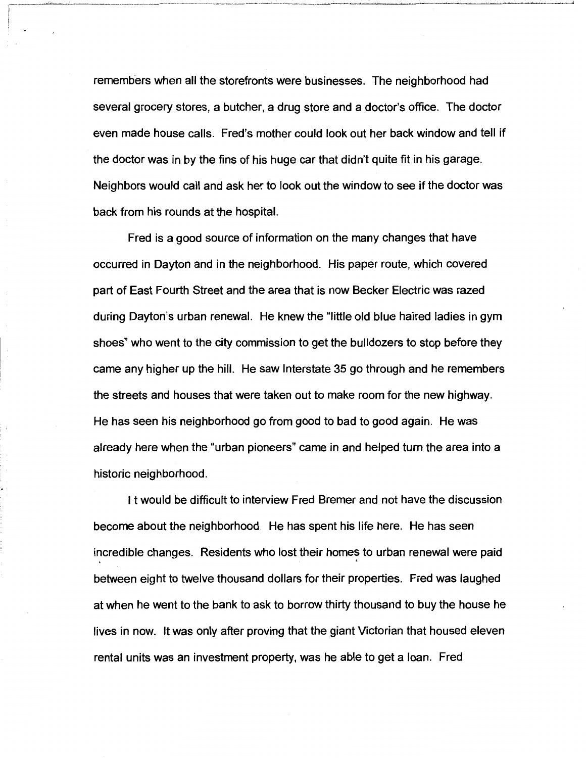remembers when all the storefronts were businesses. The neighborhood had several grocery stores, a butcher, a drug store and a doctor's office. The doctor even made house calls. Fred's mother could look out her back window and tell if the doctor was in by the fins of his huge car that didn't quite fit in his garage. Neighbors would call and ask her to look out the window to see if the doctor was back from his rounds at the hospital.

Fred is a good source of information on the many changes that have occurred in Dayton and in the neighborhood. His paper route, which covered part of East Fourth Street and the area that is now Becker Electric was razed during Dayton's urban renewal. He knew the "little old blue haired ladies in gym shoes" who went to the city commission to get the bulldozers to stop before they came any higher up the hill. He saw Interstate 35 go through and he remembers the streets and houses that were taken out to make room for the new highway. He has seen his neighborhood go from good to bad to good again. He was already here when the "urban pioneers" came in and helped turn the area into a historic neighborhood.

I t would be difficult to interview Fred Bremer and not have the discussion become about the neighborhood. He has spent his life here. He has seen incredible changes. Residents who lost their homes to urban renewal were paid between eight to twelve thousand dollars for their properties. Fred was laughed at when he went to the bank to ask to borrow thirty thousand to buy the house he lives in now. It was only after proving that the giant Victorian that housed eleven rental units was an investment property, was he able to get a loan. Fred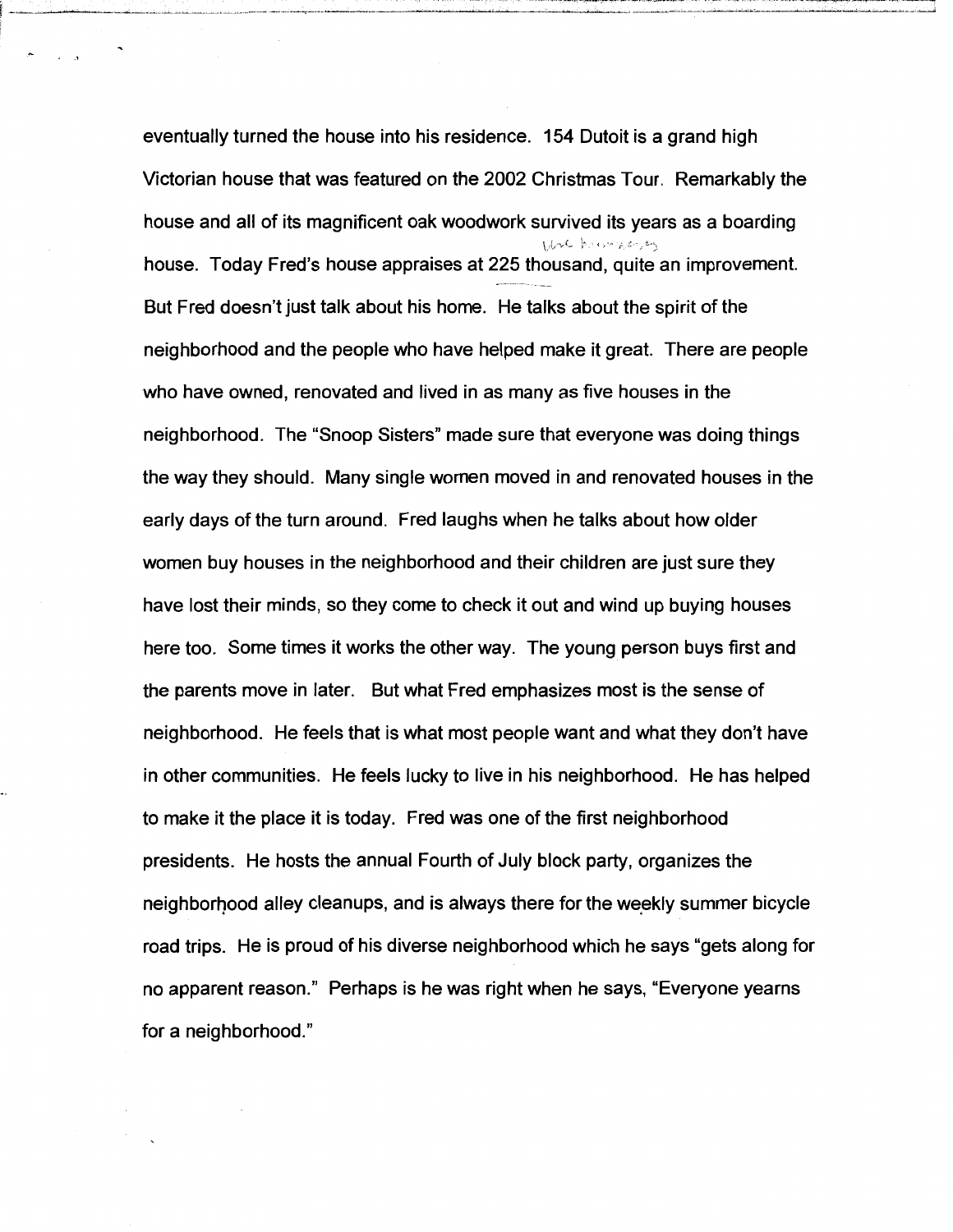eventually turned the house into his residence. 154 Dutoit is a grand high Victorian house that was featured on the 2002 Christmas Tour. Remarkably the house and all of its magnificent oak woodwork survived its years as a boarding house. Today Fred's house appraises at 225 thousand, quite an improvement. But Fred doesn't just talk about his home. He talks about the spirit of the neighborhood and the people who have helped make it great. There are people who have owned, renovated and lived in as many as five houses in the neighborhood. The "Snoop Sisters" made sure that everyone was doing things the way they should. Many single women moved in and renovated houses in the early days of the turn around. Fred laughs when he talks about how older women buy houses in the neighborhood and their children are just sure they have lost their minds, so they come to check it out and wind up buying houses here too. Some times it works the other way. The young person buys first and the parents move in later. But what Fred emphasizes most is the sense of neighborhood. He feels that is what most people want and what they don't have in other communities. He feels lucky to live in his neighborhood. He has helped to make it the place it is today. Fred was one of the first neighborhood presidents. He hosts the annual Fourth of July block party, organizes the neighborhood alley cleanups, and is always there for the weekly summer bicycle road trips. He is proud of his diverse neighborhood which he says "gets along for no apparent reason." Perhaps is he was right when he says, "Everyone yearns for a neighborhood."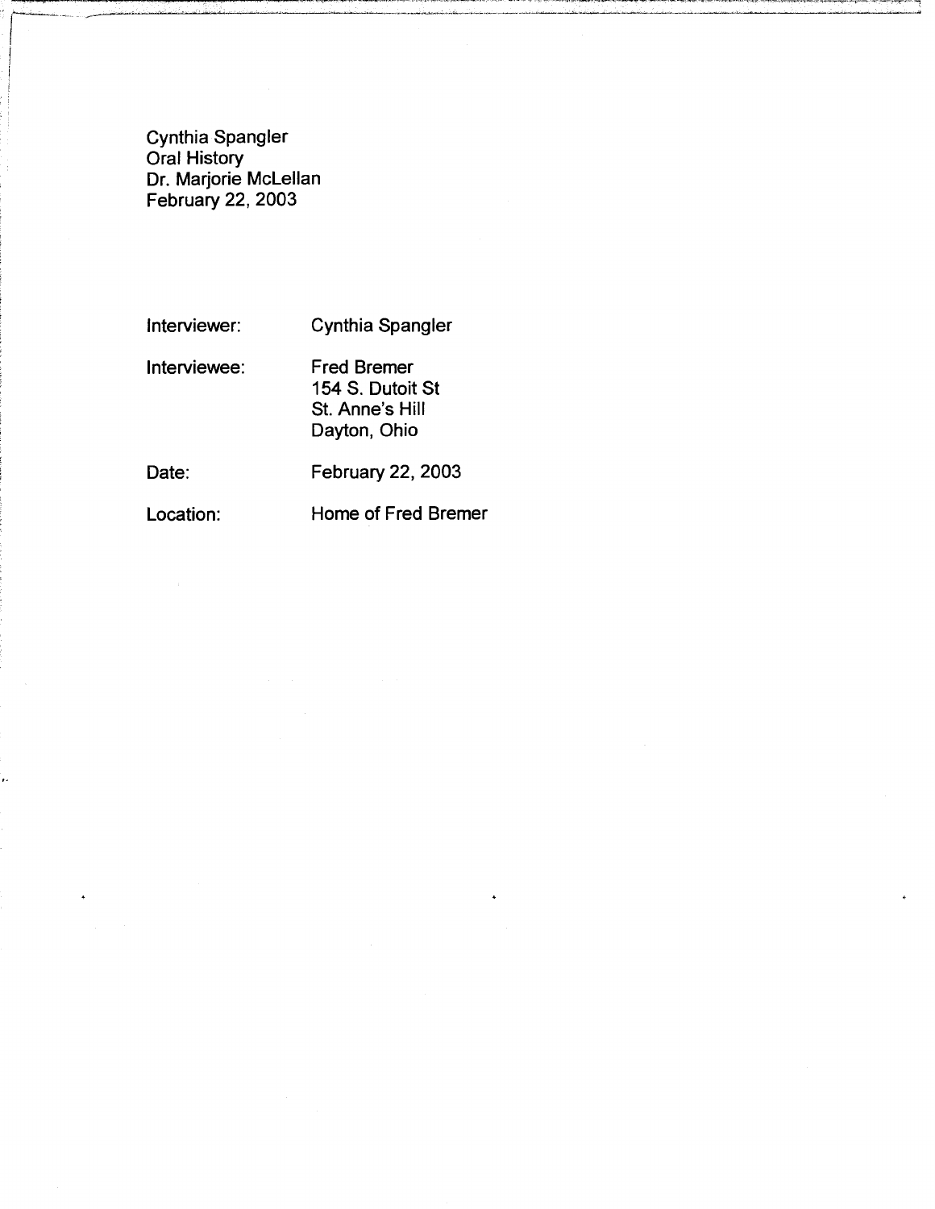Cynthia Spangler
Oral History
Dr. Marjorie McLellan
February 22, 2003

| | |
|---|---|
| Interviewer: | Cynthia Spangler |
| Interviewee: | Fred Bremer<br>154 S. Dutoit St<br>St. Anne's Hill<br>Dayton, Ohio |
| Date: | February 22, 2003 |
| Location: | Home of Fred Bremer |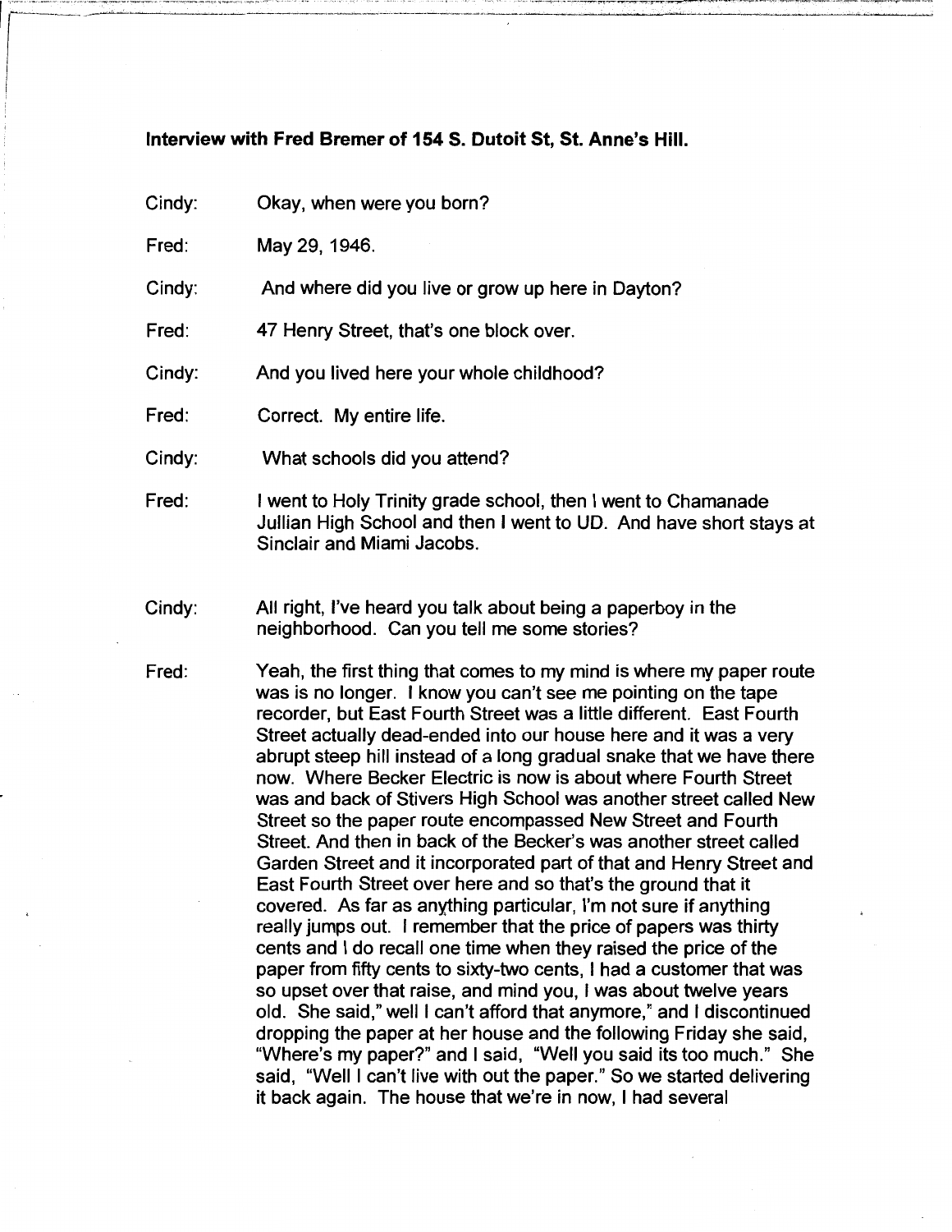**Interview with Fred Bremer of 154 S. Dutoit St, St. Anne's Hill.**

Cindy: Okay, when were you born?

Fred: May 29, 1946.

Cindy: And where did you live or grow up here in Dayton?

Fred: 47 Henry Street, that's one block over.

Cindy: And you lived here your whole childhood?

Fred: Correct. My entire life.

Cindy: What schools did you attend?

Fred: I went to Holy Trinity grade school, then I went to Chamanade Jullian High School and then I went to UD. And have short stays at Sinclair and Miami Jacobs.

Cindy: All right, I've heard you talk about being a paperboy in the neighborhood. Can you tell me some stories?

Fred: Yeah, the first thing that comes to my mind is where my paper route was is no longer. I know you can't see me pointing on the tape recorder, but East Fourth Street was a little different. East Fourth Street actually dead-ended into our house here and it was a very abrupt steep hill instead of a long gradual snake that we have there now. Where Becker Electric is now is about where Fourth Street was and back of Stivers High School was another street called New Street so the paper route encompassed New Street and Fourth Street. And then in back of the Becker's was another street called Garden Street and it incorporated part of that and Henry Street and East Fourth Street over here and so that's the ground that it covered. As far as anything particular, I'm not sure if anything really jumps out. I remember that the price of papers was thirty cents and I do recall one time when they raised the price of the paper from fifty cents to sixty-two cents, I had a customer that was so upset over that raise, and mind you, I was about twelve years old. She said," well I can't afford that anymore," and I discontinued dropping the paper at her house and the following Friday she said, "Where's my paper?" and I said, "Well you said its too much." She said, "Well I can't live with out the paper." So we started delivering it back again. The house that we're in now, I had several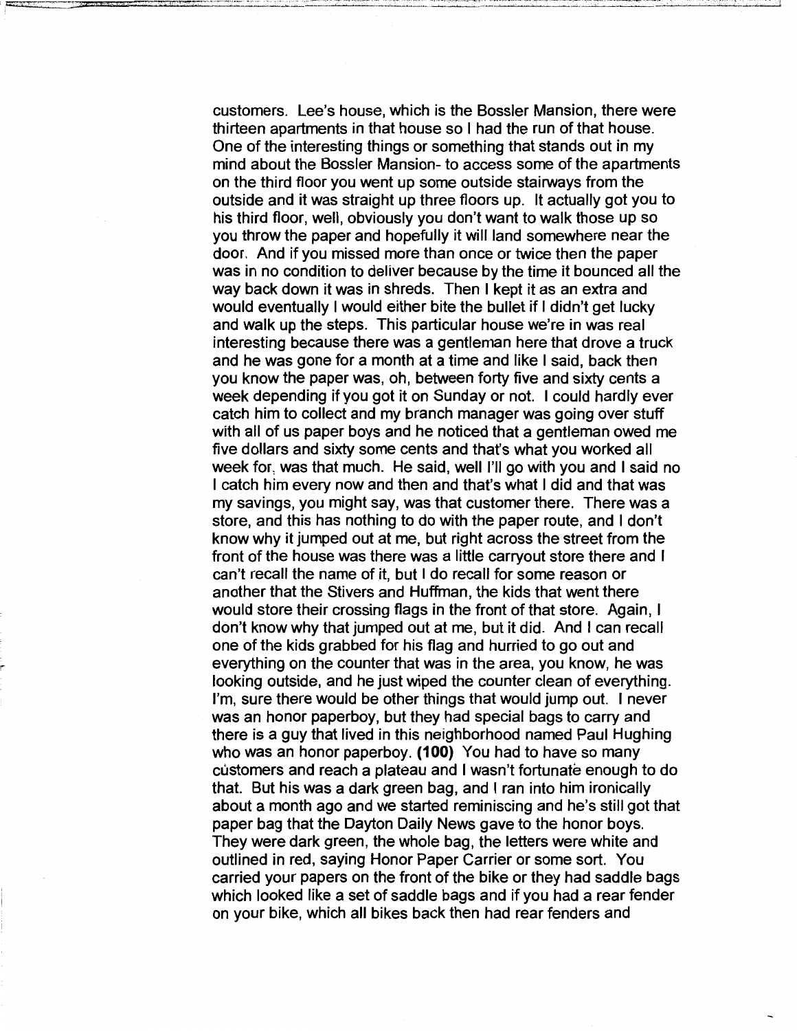customers. Lee's house, which is the Bossler Mansion, there were thirteen apartments in that house so I had the run of that house. One of the interesting things or something that stands out in my mind about the Bossler Mansion- to access some of the apartments on the third floor you went up some outside stairways from the outside and it was straight up three floors up. It actually got you to his third floor, well, obviously you don't want to walk those up so you throw the paper and hopefully it will land somewhere near the door. And if you missed more than once or twice then the paper was in no condition to deliver because by the time it bounced all the way back down it was in shreds. Then I kept it as an extra and would eventually I would either bite the bullet if I didn't get lucky and walk up the steps. This particular house we're in was real interesting because there was a gentleman here that drove a truck and he was gone for a month at a time and like I said, back then you know the paper was, oh, between forty five and sixty cents a week depending if you got it on Sunday or not. I could hardly ever catch him to collect and my branch manager was going over stuff with all of us paper boys and he noticed that a gentleman owed me five dollars and sixty some cents and that's what you worked all week for, was that much. He said, well I'll go with you and I said no I catch him every now and then and that's what I did and that was my savings, you might say, was that customer there. There was a store, and this has nothing to do with the paper route, and I don't know why it jumped out at me, but right across the street from the front of the house was there was a little carryout store there and I can't recall the name of it, but I do recall for some reason or another that the Stivers and Huffman, the kids that went there would store their crossing flags in the front of that store. Again, I don't know why that jumped out at me, but it did. And I can recall one of the kids grabbed for his flag and hurried to go out and everything on the counter that was in the area, you know, he was looking outside, and he just wiped the counter clean of everything. I'm, sure there would be other things that would jump out. I never was an honor paperboy, but they had special bags to carry and there is a guy that lived in this neighborhood named Paul Hughing who was an honor paperboy. **(100)** You had to have so many customers and reach a plateau and I wasn't fortunate enough to do that. But his was a dark green bag, and I ran into him ironically about a month ago and we started reminiscing and he's still got that paper bag that the Dayton Daily News gave to the honor boys. They were dark green, the whole bag, the letters were white and outlined in red, saying Honor Paper Carrier or some sort. You carried your papers on the front of the bike or they had saddle bags which looked like a set of saddle bags and if you had a rear fender on your bike, which all bikes back then had rear fenders and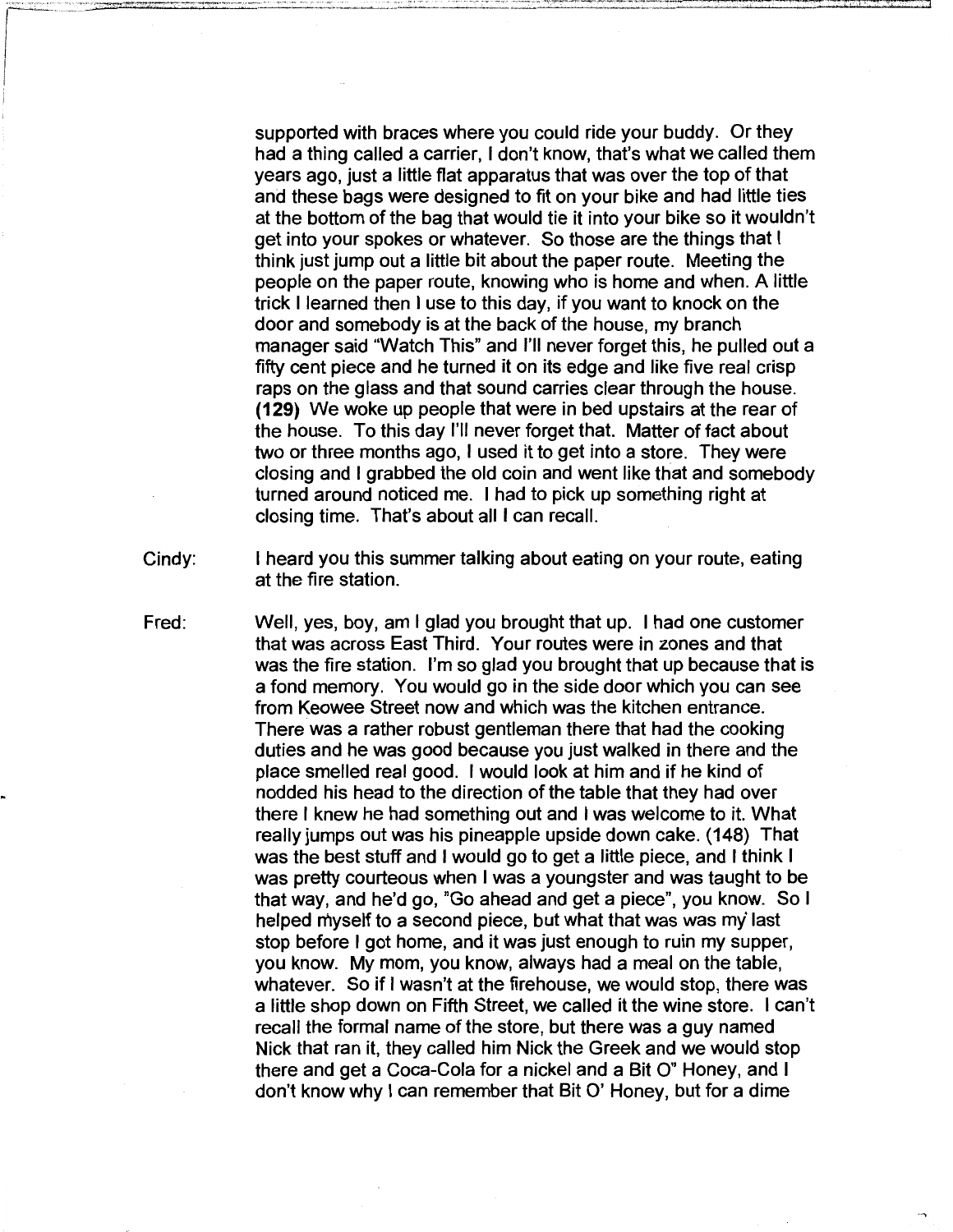supported with braces where you could ride your buddy. Or they had a thing called a carrier, I don't know, that's what we called them years ago, just a little flat apparatus that was over the top of that and these bags were designed to fit on your bike and had little ties at the bottom of the bag that would tie it into your bike so it wouldn't get into your spokes or whatever. So those are the things that I think just jump out a little bit about the paper route. Meeting the people on the paper route, knowing who is home and when. A little trick I learned then I use to this day, if you want to knock on the door and somebody is at the back of the house, my branch manager said "Watch This" and I'll never forget this, he pulled out a fifty cent piece and he turned it on its edge and like five real crisp raps on the glass and that sound carries clear through the house. **(129)** We woke up people that were in bed upstairs at the rear of the house. To this day I'll never forget that. Matter of fact about two or three months ago, I used it to get into a store. They were closing and I grabbed the old coin and went like that and somebody turned around noticed me. I had to pick up something right at closing time. That's about all I can recall.

Cindy: I heard you this summer talking about eating on your route, eating at the fire station.

Fred: Well, yes, boy, am I glad you brought that up. I had one customer that was across East Third. Your routes were in zones and that was the fire station. I'm so glad you brought that up because that is a fond memory. You would go in the side door which you can see from Keowee Street now and which was the kitchen entrance. There was a rather robust gentleman there that had the cooking duties and he was good because you just walked in there and the place smelled real good. I would look at him and if he kind of nodded his head to the direction of the table that they had over there I knew he had something out and I was welcome to it. What really jumps out was his pineapple upside down cake. (148) That was the best stuff and I would go to get a little piece, and I think I was pretty courteous when I was a youngster and was taught to be that way, and he'd go, "Go ahead and get a piece", you know. So I helped myself to a second piece, but what that was was my last stop before I got home, and it was just enough to ruin my supper, you know. My mom, you know, always had a meal on the table, whatever. So if I wasn't at the firehouse, we would stop, there was a little shop down on Fifth Street, we called it the wine store. I can't recall the formal name of the store, but there was a guy named Nick that ran it, they called him Nick the Greek and we would stop there and get a Coca-Cola for a nickel and a Bit O" Honey, and I don't know why I can remember that Bit O' Honey, but for a dime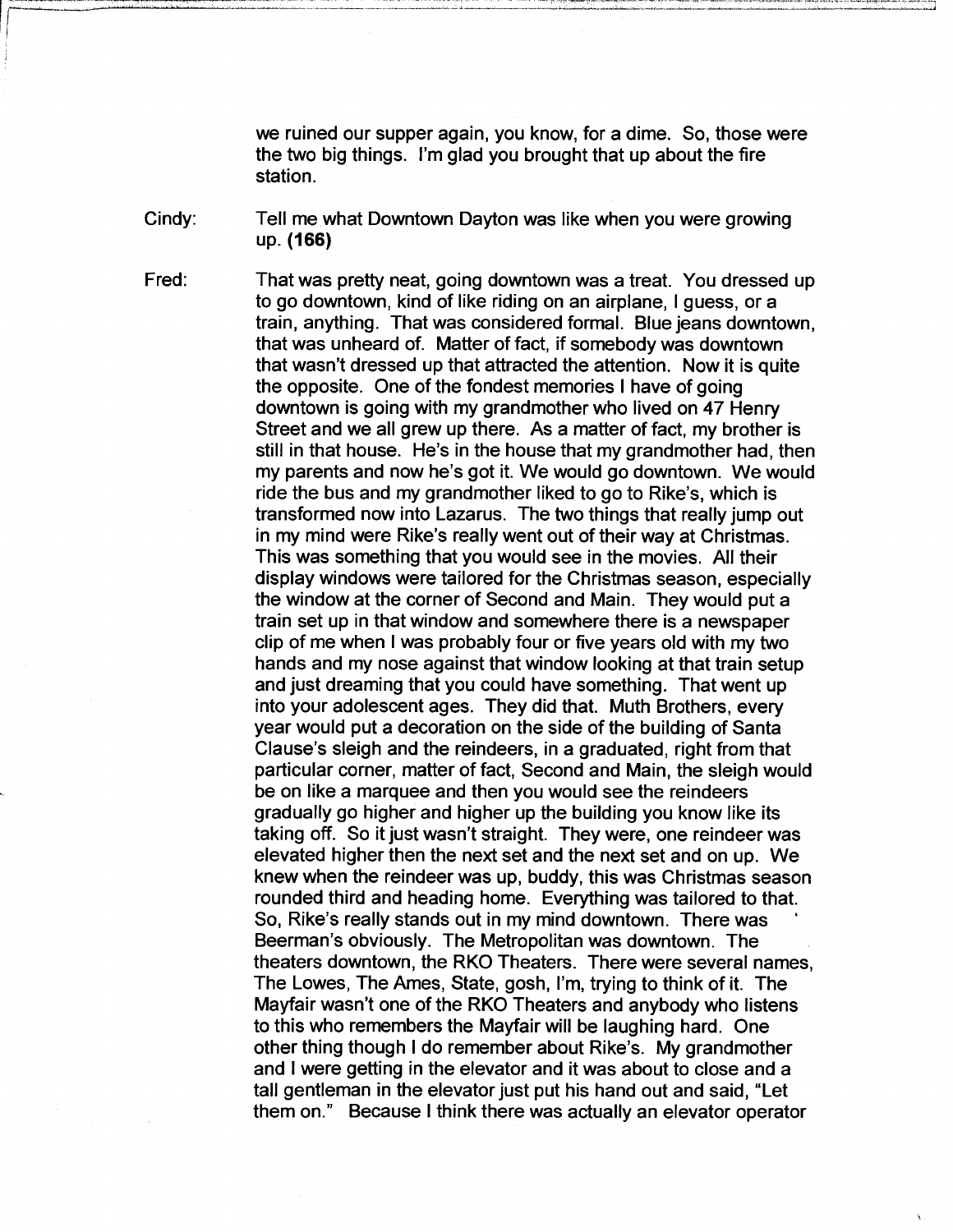we ruined our supper again, you know, for a dime. So, those were the two big things. I'm glad you brought that up about the fire station.

Cindy: Tell me what Downtown Dayton was like when you were growing up. **(166)**

Fred: That was pretty neat, going downtown was a treat. You dressed up to go downtown, kind of like riding on an airplane, I guess, or a train, anything. That was considered formal. Blue jeans downtown, that was unheard of. Matter of fact, if somebody was downtown that wasn't dressed up that attracted the attention. Now it is quite the opposite. One of the fondest memories I have of going downtown is going with my grandmother who lived on 47 Henry Street and we all grew up there. As a matter of fact, my brother is still in that house. He's in the house that my grandmother had, then my parents and now he's got it. We would go downtown. We would ride the bus and my grandmother liked to go to Rike's, which is transformed now into Lazarus. The two things that really jump out in my mind were Rike's really went out of their way at Christmas. This was something that you would see in the movies. All their display windows were tailored for the Christmas season, especially the window at the corner of Second and Main. They would put a train set up in that window and somewhere there is a newspaper clip of me when I was probably four or five years old with my two hands and my nose against that window looking at that train setup and just dreaming that you could have something. That went up into your adolescent ages. They did that. Muth Brothers, every year would put a decoration on the side of the building of Santa Clause's sleigh and the reindeers, in a graduated, right from that particular corner, matter of fact, Second and Main, the sleigh would be on like a marquee and then you would see the reindeers gradually go higher and higher up the building you know like its taking off. So it just wasn't straight. They were, one reindeer was elevated higher then the next set and the next set and on up. We knew when the reindeer was up, buddy, this was Christmas season rounded third and heading home. Everything was tailored to that. So, Rike's really stands out in my mind downtown. There was Beerman's obviously. The Metropolitan was downtown. The theaters downtown, the RKO Theaters. There were several names, The Lowes, The Ames, State, gosh, I'm, trying to think of it. The Mayfair wasn't one of the RKO Theaters and anybody who listens to this who remembers the Mayfair will be laughing hard. One other thing though I do remember about Rike's. My grandmother and I were getting in the elevator and it was about to close and a tall gentleman in the elevator just put his hand out and said, "Let them on." Because I think there was actually an elevator operator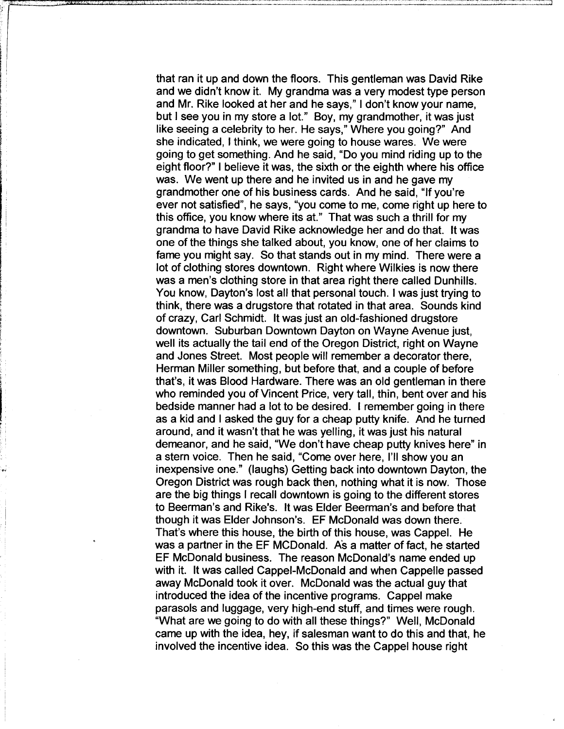that ran it up and down the floors. This gentleman was David Rike and we didn't know it. My grandma was a very modest type person and Mr. Rike looked at her and he says," I don't know your name, but I see you in my store a lot." Boy, my grandmother, it was just like seeing a celebrity to her. He says," Where you going?" And she indicated, I think, we were going to house wares. We were going to get something. And he said, "Do you mind riding up to the eight floor?" I believe it was, the sixth or the eighth where his office was. We went up there and he invited us in and he gave my grandmother one of his business cards. And he said, "If you're ever not satisfied", he says, "you come to me, come right up here to this office, you know where its at." That was such a thrill for my grandma to have David Rike acknowledge her and do that. It was one of the things she talked about, you know, one of her claims to fame you might say. So that stands out in my mind. There were a lot of clothing stores downtown. Right where Wilkies is now there was a men's clothing store in that area right there called Dunhills. You know, Dayton's lost all that personal touch. I was just trying to think, there was a drugstore that rotated in that area. Sounds kind of crazy, Carl Schmidt. It was just an old-fashioned drugstore downtown. Suburban Downtown Dayton on Wayne Avenue just, well its actually the tail end of the Oregon District, right on Wayne and Jones Street. Most people will remember a decorator there, Herman Miller something, but before that, and a couple of before that's, it was Blood Hardware. There was an old gentleman in there who reminded you of Vincent Price, very tall, thin, bent over and his bedside manner had a lot to be desired. I remember going in there as a kid and I asked the guy for a cheap putty knife. And he turned around, and it wasn't that he was yelling, it was just his natural demeanor, and he said, "We don't have cheap putty knives here" in a stern voice. Then he said, "Come over here, I'll show you an inexpensive one." (laughs) Getting back into downtown Dayton, the Oregon District was rough back then, nothing what it is now. Those are the big things I recall downtown is going to the different stores to Beerman's and Rike's. It was Elder Beerman's and before that though it was Elder Johnson's. EF McDonald was down there. That's where this house, the birth of this house, was Cappel. He was a partner in the EF MCDonald. As a matter of fact, he started EF McDonald business. The reason McDonald's name ended up with it. It was called Cappel-McDonald and when Cappelle passed away McDonald took it over. McDonald was the actual guy that introduced the idea of the incentive programs. Cappel make parasols and luggage, very high-end stuff, and times were rough. "What are we going to do with all these things?" Well, McDonald came up with the idea, hey, if salesman want to do this and that, he involved the incentive idea. So this was the Cappel house right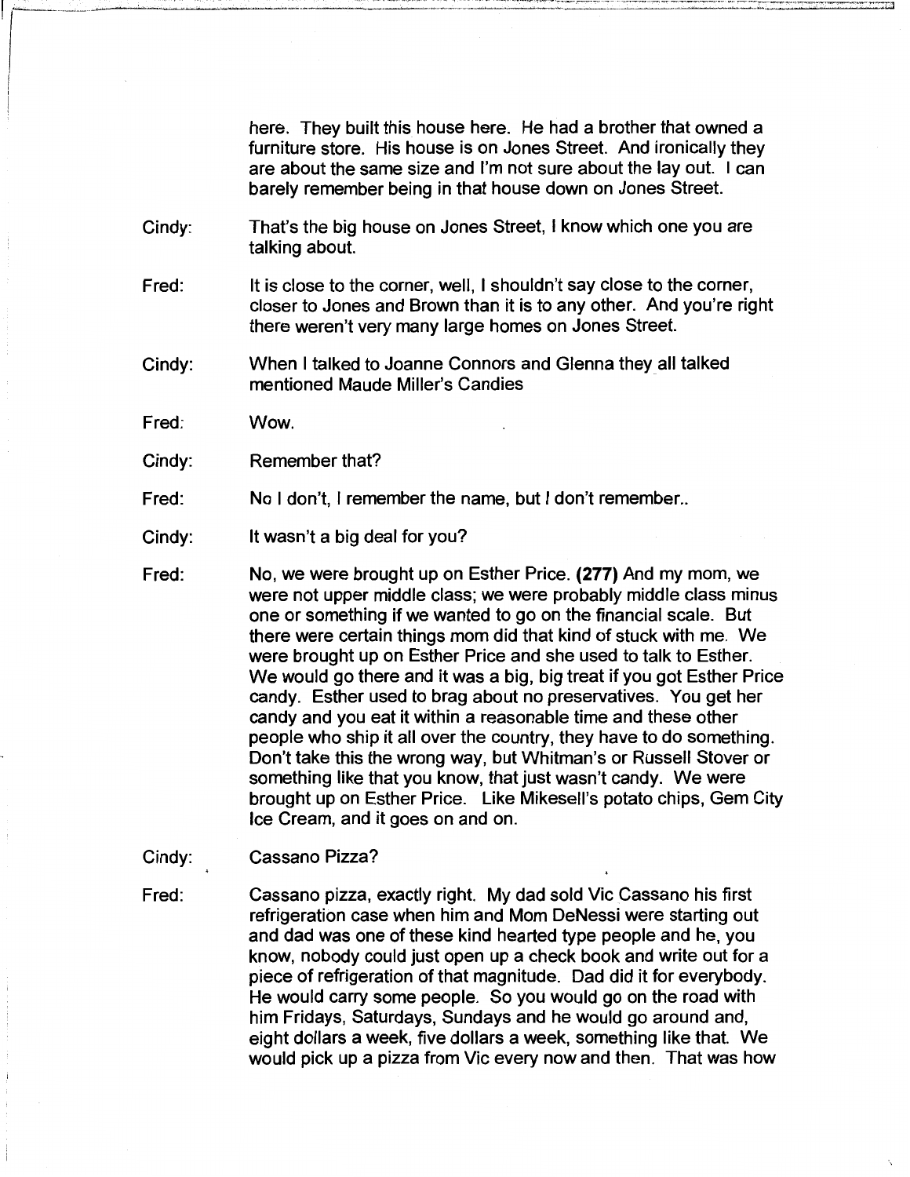here. They built this house here. He had a brother that owned a furniture store. His house is on Jones Street. And ironically they are about the same size and I'm not sure about the lay out. I can barely remember being in that house down on Jones Street.

Cindy: That's the big house on Jones Street, I know which one you are talking about.

Fred: It is close to the corner, well, I shouldn't say close to the corner, closer to Jones and Brown than it is to any other. And you're right there weren't very many large homes on Jones Street.

Cindy: When I talked to Joanne Connors and Glenna they all talked mentioned Maude Miller's Candies

Fred: Wow.

Cindy: Remember that?

Fred: No I don't, I remember the name, but I don't remember..

Cindy: It wasn't a big deal for you?

Fred: No, we were brought up on Esther Price. **(277)** And my mom, we were not upper middle class; we were probably middle class minus one or something if we wanted to go on the financial scale. But there were certain things mom did that kind of stuck with me. We were brought up on Esther Price and she used to talk to Esther. We would go there and it was a big, big treat if you got Esther Price candy. Esther used to brag about no preservatives. You get her candy and you eat it within a reasonable time and these other people who ship it all over the country, they have to do something. Don't take this the wrong way, but Whitman's or Russell Stover or something like that you know, that just wasn't candy. We were brought up on Esther Price. Like Mikesell's potato chips, Gem City Ice Cream, and it goes on and on.

Cindy: Cassano Pizza?

Fred: Cassano pizza, exactly right. My dad sold Vic Cassano his first refrigeration case when him and Mom DeNessi were starting out and dad was one of these kind hearted type people and he, you know, nobody could just open up a check book and write out for a piece of refrigeration of that magnitude. Dad did it for everybody. He would carry some people. So you would go on the road with him Fridays, Saturdays, Sundays and he would go around and, eight dollars a week, five dollars a week, something like that. We would pick up a pizza from Vic every now and then. That was how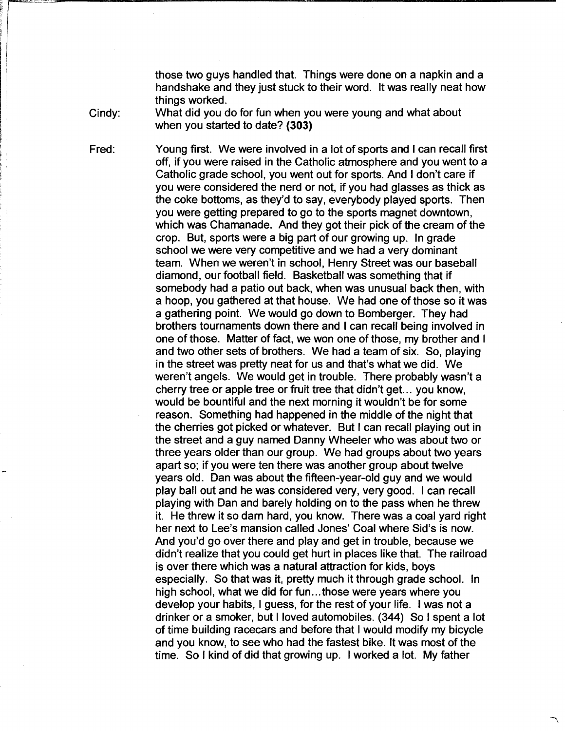those two guys handled that. Things were done on a napkin and a handshake and they just stuck to their word. It was really neat how things worked.

Cindy: What did you do for fun when you were young and what about when you started to date? **(303)**

Fred: Young first. We were involved in a lot of sports and I can recall first off, if you were raised in the Catholic atmosphere and you went to a Catholic grade school, you went out for sports. And I don't care if you were considered the nerd or not, if you had glasses as thick as the coke bottoms, as they'd to say, everybody played sports. Then you were getting prepared to go to the sports magnet downtown, which was Chamanade. And they got their pick of the cream of the crop. But, sports were a big part of our growing up. In grade school we were very competitive and we had a very dominant team. When we weren't in school, Henry Street was our baseball diamond, our football field. Basketball was something that if somebody had a patio out back, when was unusual back then, with a hoop, you gathered at that house. We had one of those so it was a gathering point. We would go down to Bomberger. They had brothers tournaments down there and I can recall being involved in one of those. Matter of fact, we won one of those, my brother and I and two other sets of brothers. We had a team of six. So, playing in the street was pretty neat for us and that's what we did. We weren't angels. We would get in trouble. There probably wasn't a cherry tree or apple tree or fruit tree that didn't get... you know, would be bountiful and the next morning it wouldn't be for some reason. Something had happened in the middle of the night that the cherries got picked or whatever. But I can recall playing out in the street and a guy named Danny Wheeler who was about two or three years older than our group. We had groups about two years apart so; if you were ten there was another group about twelve years old. Dan was about the fifteen-year-old guy and we would play ball out and he was considered very, very good. I can recall playing with Dan and barely holding on to the pass when he threw it. He threw it so darn hard, you know. There was a coal yard right her next to Lee's mansion called Jones' Coal where Sid's is now. And you'd go over there and play and get in trouble, because we didn't realize that you could get hurt in places like that. The railroad is over there which was a natural attraction for kids, boys especially. So that was it, pretty much it through grade school. In high school, what we did for fun...those were years where you develop your habits, I guess, for the rest of your life. I was not a drinker or a smoker, but I loved automobiles. (344) So I spent a lot of time building racecars and before that I would modify my bicycle and you know, to see who had the fastest bike. It was most of the time. So I kind of did that growing up. I worked a lot. My father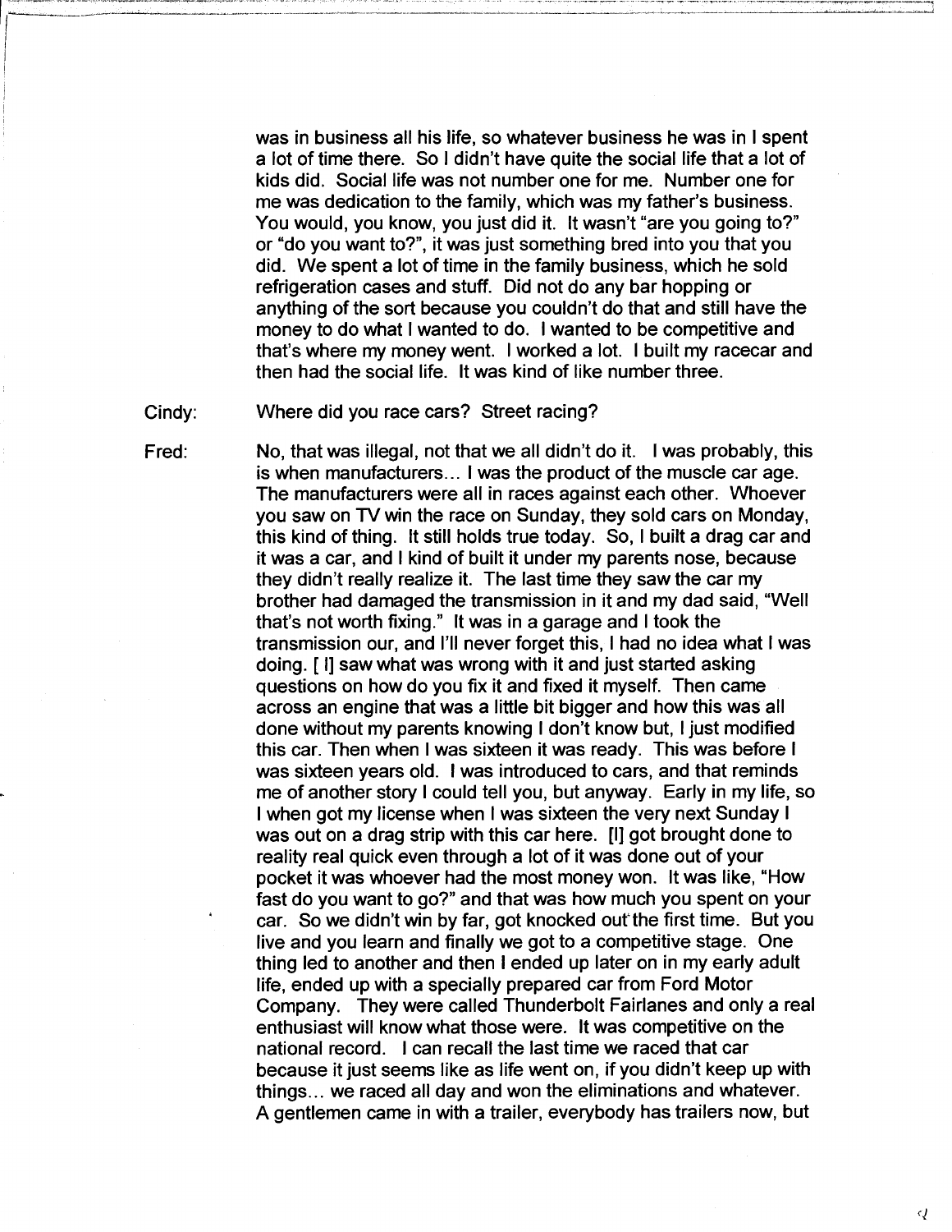was in business all his life, so whatever business he was in I spent a lot of time there. So I didn't have quite the social life that a lot of kids did. Social life was not number one for me. Number one for me was dedication to the family, which was my father's business. You would, you know, you just did it. It wasn't "are you going to?" or "do you want to?", it was just something bred into you that you did. We spent a lot of time in the family business, which he sold refrigeration cases and stuff. Did not do any bar hopping or anything of the sort because you couldn't do that and still have the money to do what I wanted to do. I wanted to be competitive and that's where my money went. I worked a lot. I built my racecar and then had the social life. It was kind of like number three.

Cindy: Where did you race cars? Street racing?

Fred: No, that was illegal, not that we all didn't do it. I was probably, this is when manufacturers... I was the product of the muscle car age. The manufacturers were all in races against each other. Whoever you saw on TV win the race on Sunday, they sold cars on Monday, this kind of thing. It still holds true today. So, I built a drag car and it was a car, and I kind of built it under my parents nose, because they didn't really realize it. The last time they saw the car my brother had damaged the transmission in it and my dad said, "Well that's not worth fixing." It was in a garage and I took the transmission our, and I'll never forget this, I had no idea what I was doing. [ I] saw what was wrong with it and just started asking questions on how do you fix it and fixed it myself. Then came across an engine that was a little bit bigger and how this was all done without my parents knowing I don't know but, I just modified this car. Then when I was sixteen it was ready. This was before I was sixteen years old. I was introduced to cars, and that reminds me of another story I could tell you, but anyway. Early in my life, so I when got my license when I was sixteen the very next Sunday I was out on a drag strip with this car here. [I] got brought done to reality real quick even through a lot of it was done out of your pocket it was whoever had the most money won. It was like, "How fast do you want to go?" and that was how much you spent on your car. So we didn't win by far, got knocked out the first time. But you live and you learn and finally we got to a competitive stage. One thing led to another and then I ended up later on in my early adult life, ended up with a specially prepared car from Ford Motor Company. They were called Thunderbolt Fairlanes and only a real enthusiast will know what those were. It was competitive on the national record. I can recall the last time we raced that car because it just seems like as life went on, if you didn't keep up with things... we raced all day and won the eliminations and whatever. A gentlemen came in with a trailer, everybody has trailers now, but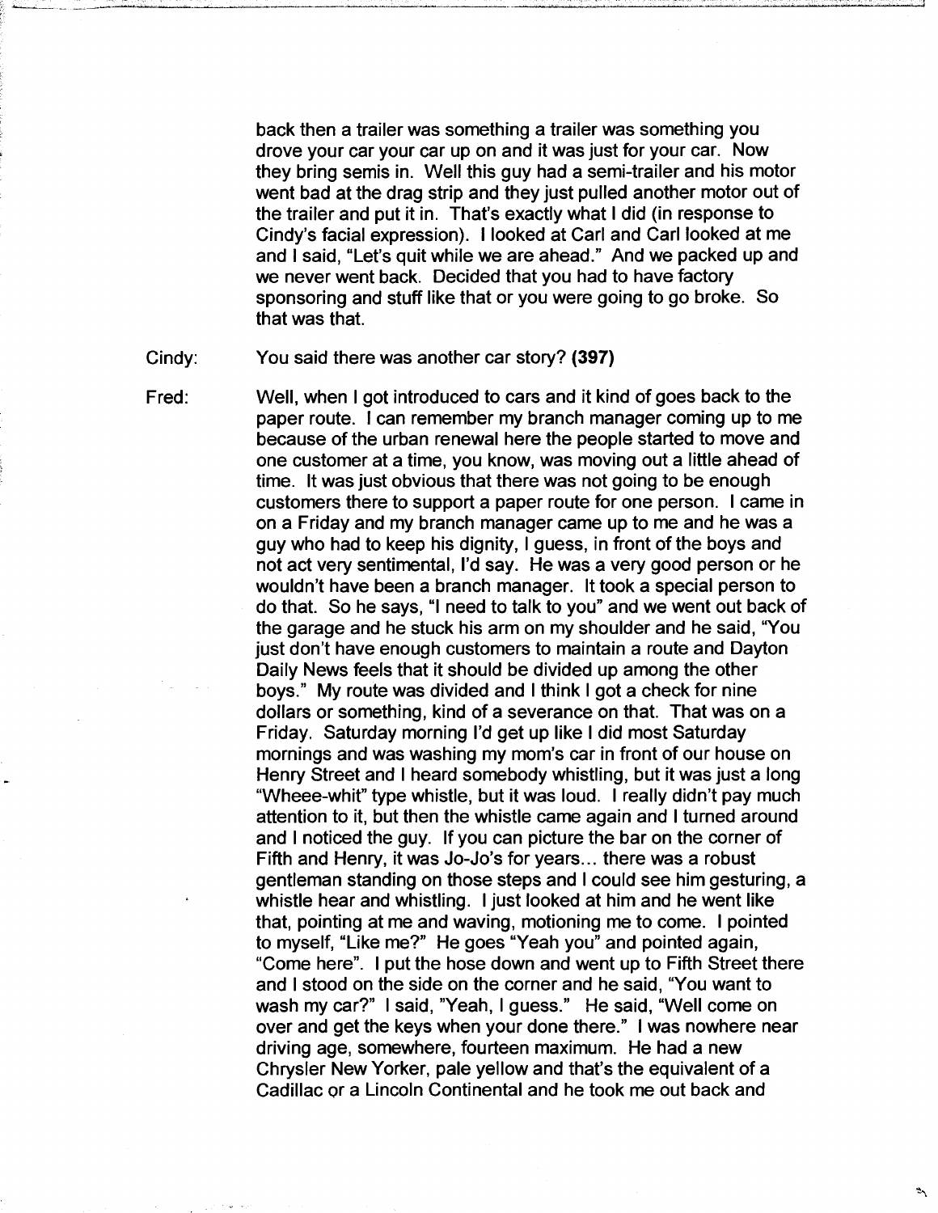back then a trailer was something a trailer was something you drove your car your car up on and it was just for your car. Now they bring semis in. Well this guy had a semi-trailer and his motor went bad at the drag strip and they just pulled another motor out of the trailer and put it in. That's exactly what I did (in response to Cindy's facial expression). I looked at Carl and Carl looked at me and I said, "Let's quit while we are ahead." And we packed up and we never went back. Decided that you had to have factory sponsoring and stuff like that or you were going to go broke. So that was that.

Cindy: You said there was another car story? **(397)**

Fred: Well, when I got introduced to cars and it kind of goes back to the paper route. I can remember my branch manager coming up to me because of the urban renewal here the people started to move and one customer at a time, you know, was moving out a little ahead of time. It was just obvious that there was not going to be enough customers there to support a paper route for one person. I came in on a Friday and my branch manager came up to me and he was a guy who had to keep his dignity, I guess, in front of the boys and not act very sentimental, I'd say. He was a very good person or he wouldn't have been a branch manager. It took a special person to do that. So he says, "I need to talk to you" and we went out back of the garage and he stuck his arm on my shoulder and he said, "You just don't have enough customers to maintain a route and Dayton Daily News feels that it should be divided up among the other boys." My route was divided and I think I got a check for nine dollars or something, kind of a severance on that. That was on a Friday. Saturday morning I'd get up like I did most Saturday mornings and was washing my mom's car in front of our house on Henry Street and I heard somebody whistling, but it was just a long "Wheee-whit" type whistle, but it was loud. I really didn't pay much attention to it, but then the whistle came again and I turned around and I noticed the guy. If you can picture the bar on the corner of Fifth and Henry, it was Jo-Jo's for years... there was a robust gentleman standing on those steps and I could see him gesturing, a whistle hear and whistling. I just looked at him and he went like that, pointing at me and waving, motioning me to come. I pointed to myself, "Like me?" He goes "Yeah you" and pointed again, "Come here". I put the hose down and went up to Fifth Street there and I stood on the side on the corner and he said, "You want to wash my car?" I said, "Yeah, I guess." He said, "Well come on over and get the keys when your done there." I was nowhere near driving age, somewhere, fourteen maximum. He had a new Chrysler New Yorker, pale yellow and that's the equivalent of a Cadillac or a Lincoln Continental and he took me out back and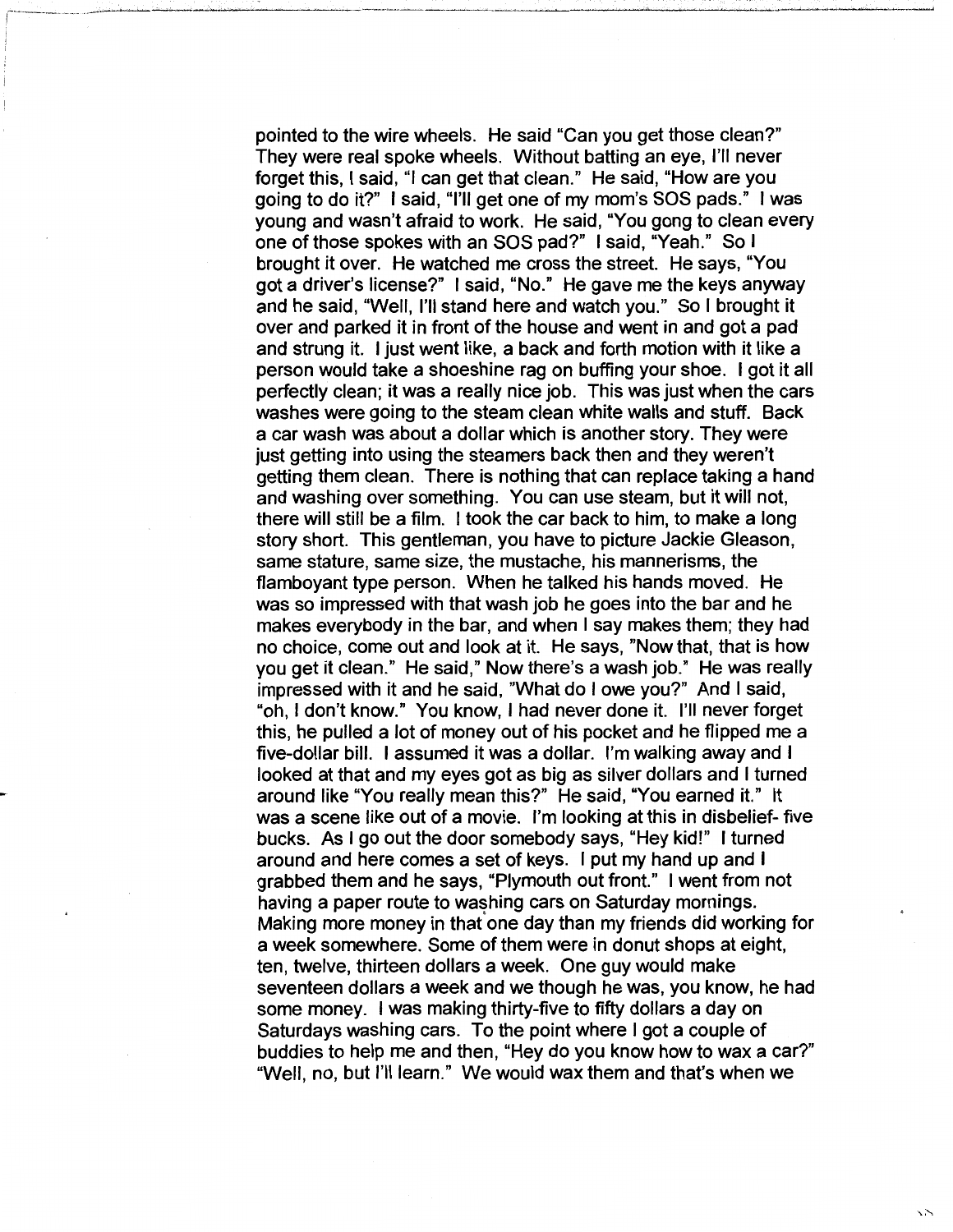pointed to the wire wheels. He said "Can you get those clean?" They were real spoke wheels. Without batting an eye, I'll never forget this, I said, "I can get that clean." He said, "How are you going to do it?" I said, "I'll get one of my mom's SOS pads." I was young and wasn't afraid to work. He said, "You gong to clean every one of those spokes with an SOS pad?" I said, "Yeah." So I brought it over. He watched me cross the street. He says, "You got a driver's license?" I said, "No." He gave me the keys anyway and he said, "Well, I'll stand here and watch you." So I brought it over and parked it in front of the house and went in and got a pad and strung it. I just went like, a back and forth motion with it like a person would take a shoeshine rag on buffing your shoe. I got it all perfectly clean; it was a really nice job. This was just when the cars washes were going to the steam clean white walls and stuff. Back a car wash was about a dollar which is another story. They were just getting into using the steamers back then and they weren't getting them clean. There is nothing that can replace taking a hand and washing over something. You can use steam, but it will not, there will still be a film. I took the car back to him, to make a long story short. This gentleman, you have to picture Jackie Gleason, same stature, same size, the mustache, his mannerisms, the flamboyant type person. When he talked his hands moved. He was so impressed with that wash job he goes into the bar and he makes everybody in the bar, and when I say makes them; they had no choice, come out and look at it. He says, "Now that, that is how you get it clean." He said," Now there's a wash job." He was really impressed with it and he said, "What do I owe you?" And I said, "oh, I don't know." You know, I had never done it. I'll never forget this, he pulled a lot of money out of his pocket and he flipped me a five-dollar bill. I assumed it was a dollar. I'm walking away and I looked at that and my eyes got as big as silver dollars and I turned around like "You really mean this?" He said, "You earned it." It was a scene like out of a movie. I'm looking at this in disbelief- five bucks. As I go out the door somebody says, "Hey kid!" I turned around and here comes a set of keys. I put my hand up and I grabbed them and he says, "Plymouth out front." I went from not having a paper route to washing cars on Saturday mornings. Making more money in that one day than my friends did working for a week somewhere. Some of them were in donut shops at eight, ten, twelve, thirteen dollars a week. One guy would make seventeen dollars a week and we though he was, you know, he had some money. I was making thirty-five to fifty dollars a day on Saturdays washing cars. To the point where I got a couple of buddies to help me and then, "Hey do you know how to wax a car?" "Well, no, but I'll learn." We would wax them and that's when we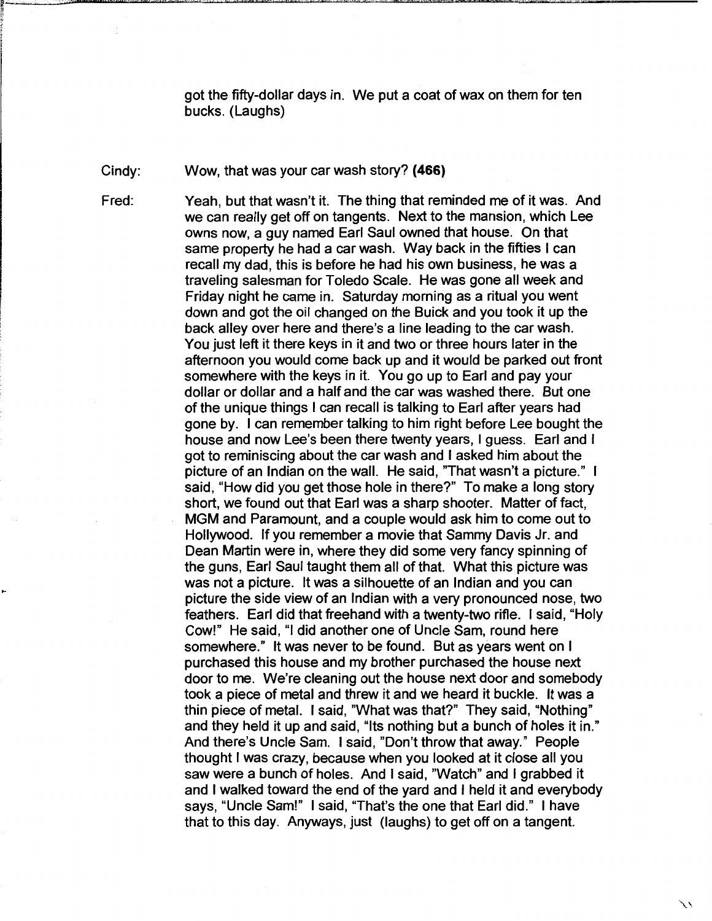got the fifty-dollar days in. We put a coat of wax on them for ten bucks. (Laughs)

Cindy: Wow, that was your car wash story? **(466)**

Fred: Yeah, but that wasn't it. The thing that reminded me of it was. And we can really get off on tangents. Next to the mansion, which Lee owns now, a guy named Earl Saul owned that house. On that same property he had a car wash. Way back in the fifties I can recall my dad, this is before he had his own business, he was a traveling salesman for Toledo Scale. He was gone all week and Friday night he came in. Saturday morning as a ritual you went down and got the oil changed on the Buick and you took it up the back alley over here and there's a line leading to the car wash. You just left it there keys in it and two or three hours later in the afternoon you would come back up and it would be parked out front somewhere with the keys in it. You go up to Earl and pay your dollar or dollar and a half and the car was washed there. But one of the unique things I can recall is talking to Earl after years had gone by. I can remember talking to him right before Lee bought the house and now Lee's been there twenty years, I guess. Earl and I got to reminiscing about the car wash and I asked him about the picture of an Indian on the wall. He said, "That wasn't a picture." I said, "How did you get those hole in there?" To make a long story short, we found out that Earl was a sharp shooter. Matter of fact, MGM and Paramount, and a couple would ask him to come out to Hollywood. If you remember a movie that Sammy Davis Jr. and Dean Martin were in, where they did some very fancy spinning of the guns, Earl Saul taught them all of that. What this picture was was not a picture. It was a silhouette of an Indian and you can picture the side view of an Indian with a very pronounced nose, two feathers. Earl did that freehand with a twenty-two rifle. I said, "Holy Cow!" He said, "I did another one of Uncle Sam, round here somewhere." It was never to be found. But as years went on I purchased this house and my brother purchased the house next door to me. We're cleaning out the house next door and somebody took a piece of metal and threw it and we heard it buckle. It was a thin piece of metal. I said, "What was that?" They said, "Nothing" and they held it up and said, "Its nothing but a bunch of holes it in." And there's Uncle Sam. I said, "Don't throw that away." People thought I was crazy, because when you looked at it close all you saw were a bunch of holes. And I said, "Watch" and I grabbed it and I walked toward the end of the yard and I held it and everybody says, "Uncle Sam!" I said, "That's the one that Earl did." I have that to this day. Anyways, just (laughs) to get off on a tangent.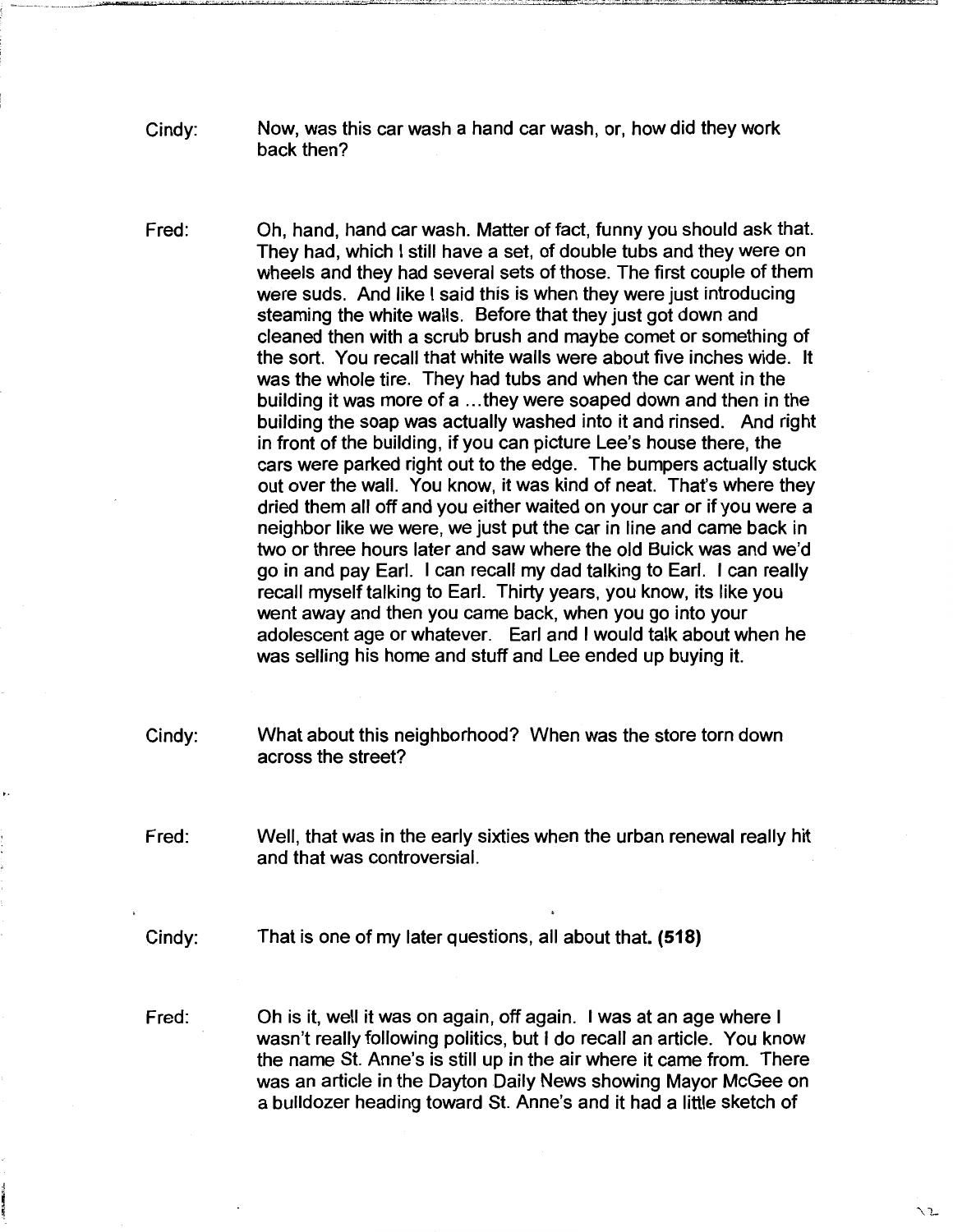Cindy: Now, was this car wash a hand car wash, or, how did they work back then?

Fred: Oh, hand, hand car wash. Matter of fact, funny you should ask that. They had, which I still have a set, of double tubs and they were on wheels and they had several sets of those. The first couple of them were suds. And like I said this is when they were just introducing steaming the white walls. Before that they just got down and cleaned then with a scrub brush and maybe comet or something of the sort. You recall that white walls were about five inches wide. It was the whole tire. They had tubs and when the car went in the building it was more of a ...they were soaped down and then in the building the soap was actually washed into it and rinsed. And right in front of the building, if you can picture Lee's house there, the cars were parked right out to the edge. The bumpers actually stuck out over the wall. You know, it was kind of neat. That's where they dried them all off and you either waited on your car or if you were a neighbor like we were, we just put the car in line and came back in two or three hours later and saw where the old Buick was and we'd go in and pay Earl. I can recall my dad talking to Earl. I can really recall myself talking to Earl. Thirty years, you know, its like you went away and then you came back, when you go into your adolescent age or whatever. Earl and I would talk about when he was selling his home and stuff and Lee ended up buying it.

Cindy: What about this neighborhood? When was the store torn down across the street?

Fred: Well, that was in the early sixties when the urban renewal really hit and that was controversial.

Cindy: That is one of my later questions, all about that. **(518)**

Fred: Oh is it, well it was on again, off again. I was at an age where I wasn't really following politics, but I do recall an article. You know the name St. Anne's is still up in the air where it came from. There was an article in the Dayton Daily News showing Mayor McGee on a bulldozer heading toward St. Anne's and it had a little sketch of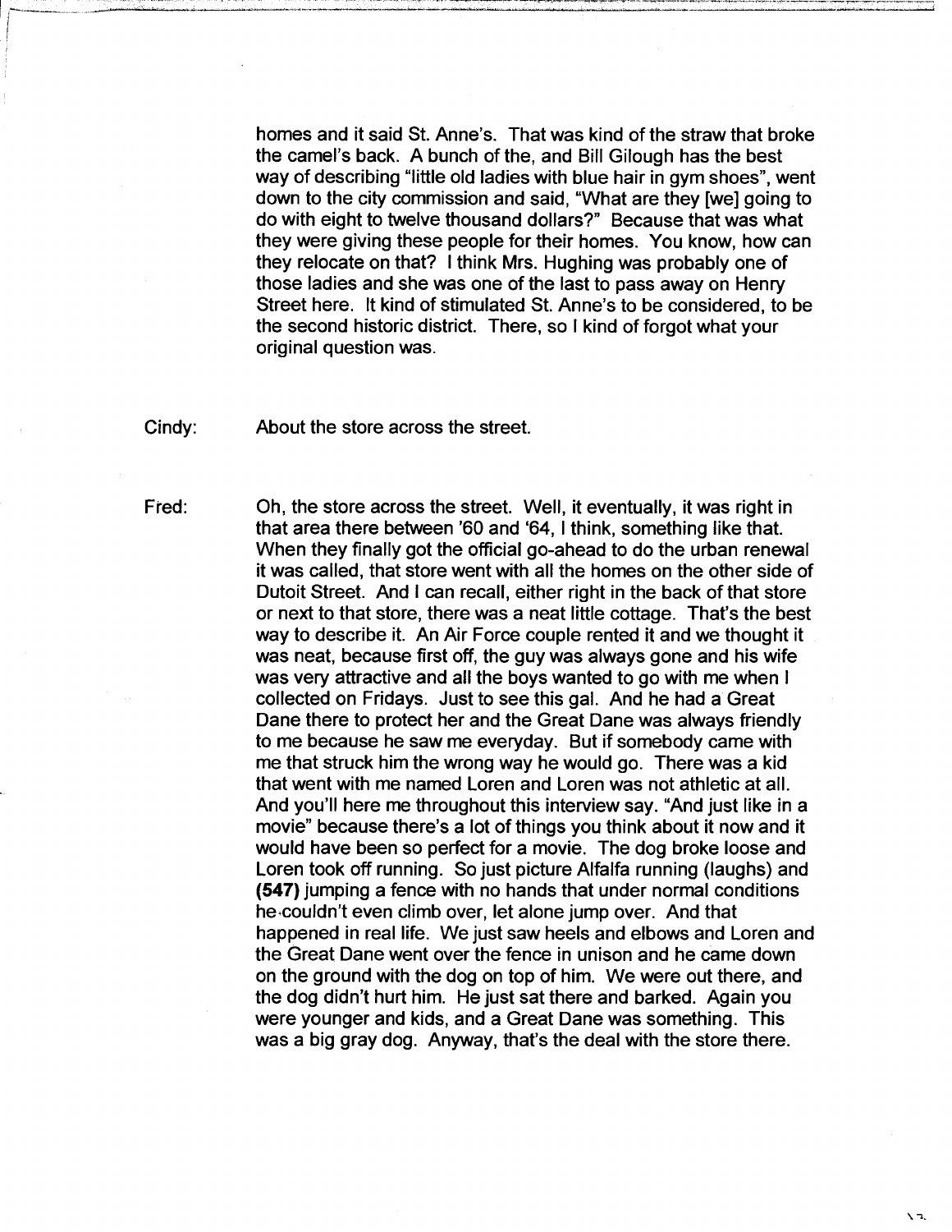homes and it said St. Anne's. That was kind of the straw that broke the camel's back. A bunch of the, and Bill Gilough has the best way of describing "little old ladies with blue hair in gym shoes", went down to the city commission and said, "What are they [we] going to do with eight to twelve thousand dollars?" Because that was what they were giving these people for their homes. You know, how can they relocate on that? I think Mrs. Hughing was probably one of those ladies and she was one of the last to pass away on Henry Street here. It kind of stimulated St. Anne's to be considered, to be the second historic district. There, so I kind of forgot what your original question was.

Cindy: About the store across the street.

Fred: Oh, the store across the street. Well, it eventually, it was right in that area there between '60 and '64, I think, something like that. When they finally got the official go-ahead to do the urban renewal it was called, that store went with all the homes on the other side of Dutoit Street. And I can recall, either right in the back of that store or next to that store, there was a neat little cottage. That's the best way to describe it. An Air Force couple rented it and we thought it was neat, because first off, the guy was always gone and his wife was very attractive and all the boys wanted to go with me when I collected on Fridays. Just to see this gal. And he had a Great Dane there to protect her and the Great Dane was always friendly to me because he saw me everyday. But if somebody came with me that struck him the wrong way he would go. There was a kid that went with me named Loren and Loren was not athletic at all. And you'll here me throughout this interview say. "And just like in a movie" because there's a lot of things you think about it now and it would have been so perfect for a movie. The dog broke loose and Loren took off running. So just picture Alfalfa running (laughs) and **(547)** jumping a fence with no hands that under normal conditions he couldn't even climb over, let alone jump over. And that happened in real life. We just saw heels and elbows and Loren and the Great Dane went over the fence in unison and he came down on the ground with the dog on top of him. We were out there, and the dog didn't hurt him. He just sat there and barked. Again you were younger and kids, and a Great Dane was something. This was a big gray dog. Anyway, that's the deal with the store there.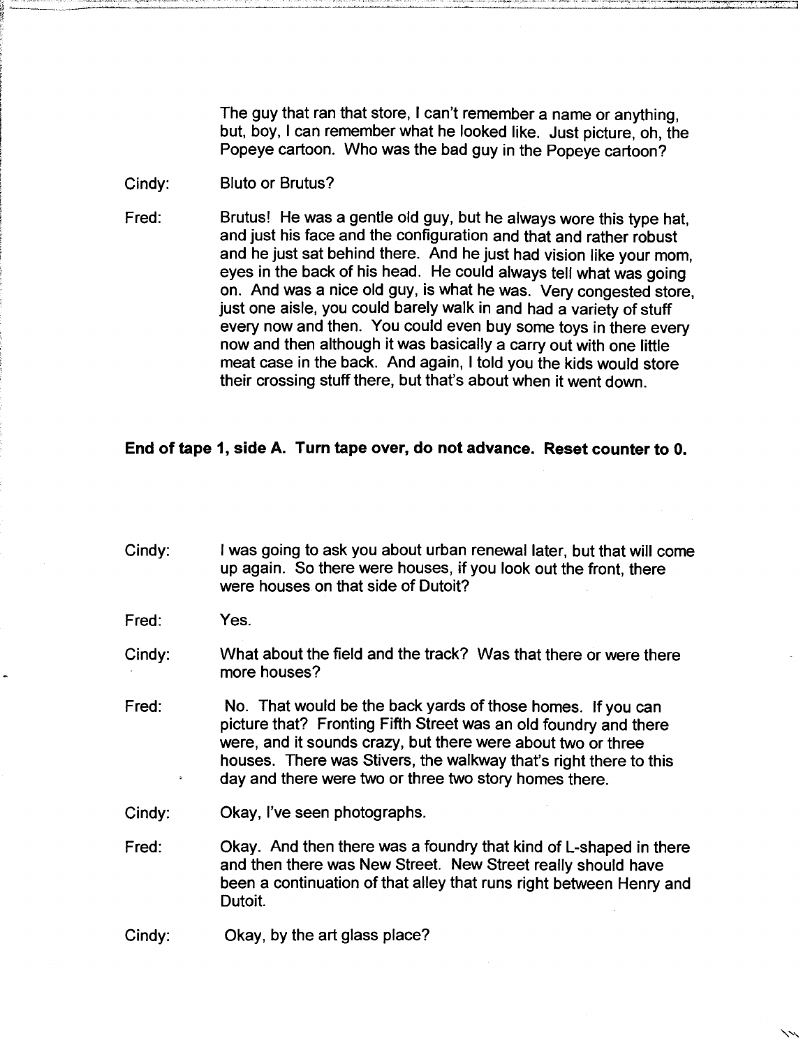The guy that ran that store, I can't remember a name or anything, but, boy, I can remember what he looked like. Just picture, oh, the Popeye cartoon. Who was the bad guy in the Popeye cartoon?

Cindy: Bluto or Brutus?

Fred: Brutus! He was a gentle old guy, but he always wore this type hat, and just his face and the configuration and that and rather robust and he just sat behind there. And he just had vision like your mom, eyes in the back of his head. He could always tell what was going on. And was a nice old guy, is what he was. Very congested store, just one aisle, you could barely walk in and had a variety of stuff every now and then. You could even buy some toys in there every now and then although it was basically a carry out with one little meat case in the back. And again, I told you the kids would store their crossing stuff there, but that's about when it went down.

**End of tape 1, side A. Turn tape over, do not advance. Reset counter to 0.**

Cindy: I was going to ask you about urban renewal later, but that will come up again. So there were houses, if you look out the front, there were houses on that side of Dutoit?

Fred: Yes.

Cindy: What about the field and the track? Was that there or were there more houses?

Fred: No. That would be the back yards of those homes. If you can picture that? Fronting Fifth Street was an old foundry and there were, and it sounds crazy, but there were about two or three houses. There was Stivers, the walkway that's right there to this day and there were two or three two story homes there.

Cindy: Okay, I've seen photographs.

Fred: Okay. And then there was a foundry that kind of L-shaped in there and then there was New Street. New Street really should have been a continuation of that alley that runs right between Henry and Dutoit.

Cindy: Okay, by the art glass place?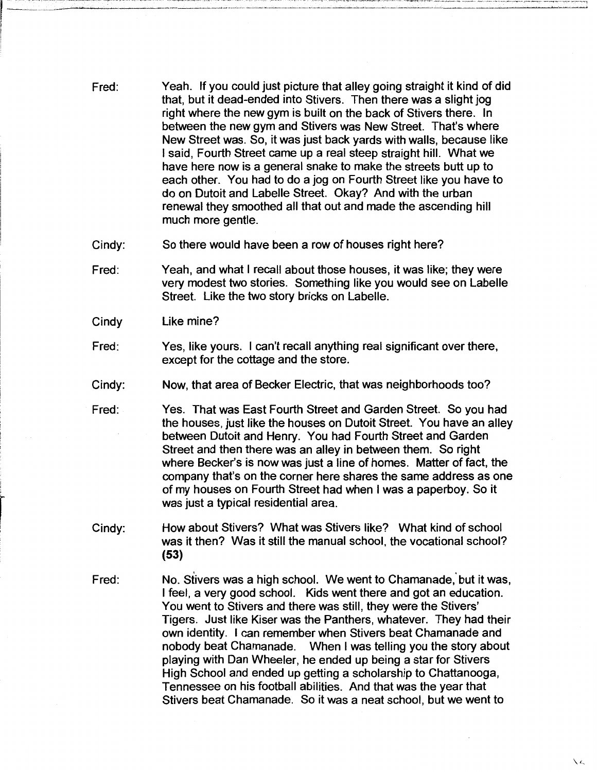Fred: Yeah. If you could just picture that alley going straight it kind of did that, but it dead-ended into Stivers. Then there was a slight jog right where the new gym is built on the back of Stivers there. In between the new gym and Stivers was New Street. That's where New Street was. So, it was just back yards with walls, because like I said, Fourth Street came up a real steep straight hill. What we have here now is a general snake to make the streets butt up to each other. You had to do a jog on Fourth Street like you have to do on Dutoit and Labelle Street. Okay? And with the urban renewal they smoothed all that out and made the ascending hill much more gentle.

Cindy: So there would have been a row of houses right here?

Fred: Yeah, and what I recall about those houses, it was like; they were very modest two stories. Something like you would see on Labelle Street. Like the two story bricks on Labelle.

Cindy Like mine?

Fred: Yes, like yours. I can't recall anything real significant over there, except for the cottage and the store.

Cindy: Now, that area of Becker Electric, that was neighborhoods too?

Fred: Yes. That was East Fourth Street and Garden Street. So you had the houses, just like the houses on Dutoit Street. You have an alley between Dutoit and Henry. You had Fourth Street and Garden Street and then there was an alley in between them. So right where Becker's is now was just a line of homes. Matter of fact, the company that's on the corner here shares the same address as one of my houses on Fourth Street had when I was a paperboy. So it was just a typical residential area.

Cindy: How about Stivers? What was Stivers like? What kind of school was it then? Was it still the manual school, the vocational school? **(53)**

Fred: No. Stivers was a high school. We went to Chamanade, but it was, I feel, a very good school. Kids went there and got an education. You went to Stivers and there was still, they were the Stivers' Tigers. Just like Kiser was the Panthers, whatever. They had their own identity. I can remember when Stivers beat Chamanade and nobody beat Chamanade. When I was telling you the story about playing with Dan Wheeler, he ended up being a star for Stivers High School and ended up getting a scholarship to Chattanooga, Tennessee on his football abilities. And that was the year that Stivers beat Chamanade. So it was a neat school, but we went to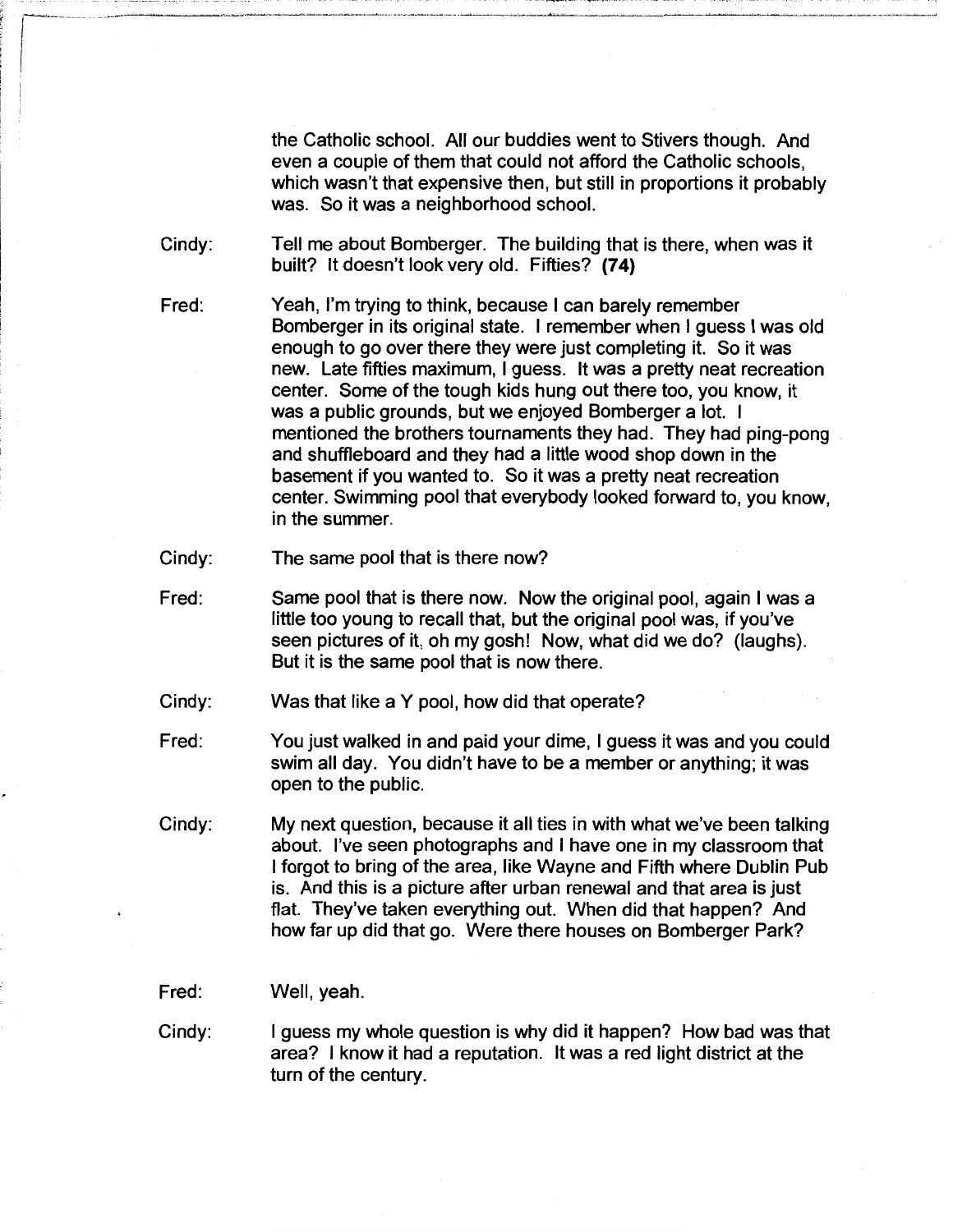the Catholic school. All our buddies went to Stivers though. And even a couple of them that could not afford the Catholic schools, which wasn't that expensive then, but still in proportions it probably was. So it was a neighborhood school.

Cindy: Tell me about Bomberger. The building that is there, when was it built? It doesn't look very old. Fifties? **(74)**

Fred: Yeah, I'm trying to think, because I can barely remember Bomberger in its original state. I remember when I guess I was old enough to go over there they were just completing it. So it was new. Late fifties maximum, I guess. It was a pretty neat recreation center. Some of the tough kids hung out there too, you know, it was a public grounds, but we enjoyed Bomberger a lot. I mentioned the brothers tournaments they had. They had ping-pong and shuffleboard and they had a little wood shop down in the basement if you wanted to. So it was a pretty neat recreation center. Swimming pool that everybody looked forward to, you know, in the summer.

Cindy: The same pool that is there now?

Fred: Same pool that is there now. Now the original pool, again I was a little too young to recall that, but the original pool was, if you've seen pictures of it, oh my gosh! Now, what did we do? (laughs). But it is the same pool that is now there.

Cindy: Was that like a Y pool, how did that operate?

Fred: You just walked in and paid your dime, I guess it was and you could swim all day. You didn't have to be a member or anything; it was open to the public.

Cindy: My next question, because it all ties in with what we've been talking about. I've seen photographs and I have one in my classroom that I forgot to bring of the area, like Wayne and Fifth where Dublin Pub is. And this is a picture after urban renewal and that area is just flat. They've taken everything out. When did that happen? And how far up did that go. Were there houses on Bomberger Park?

Fred: Well, yeah.

Cindy: I guess my whole question is why did it happen? How bad was that area? I know it had a reputation. It was a red light district at the turn of the century.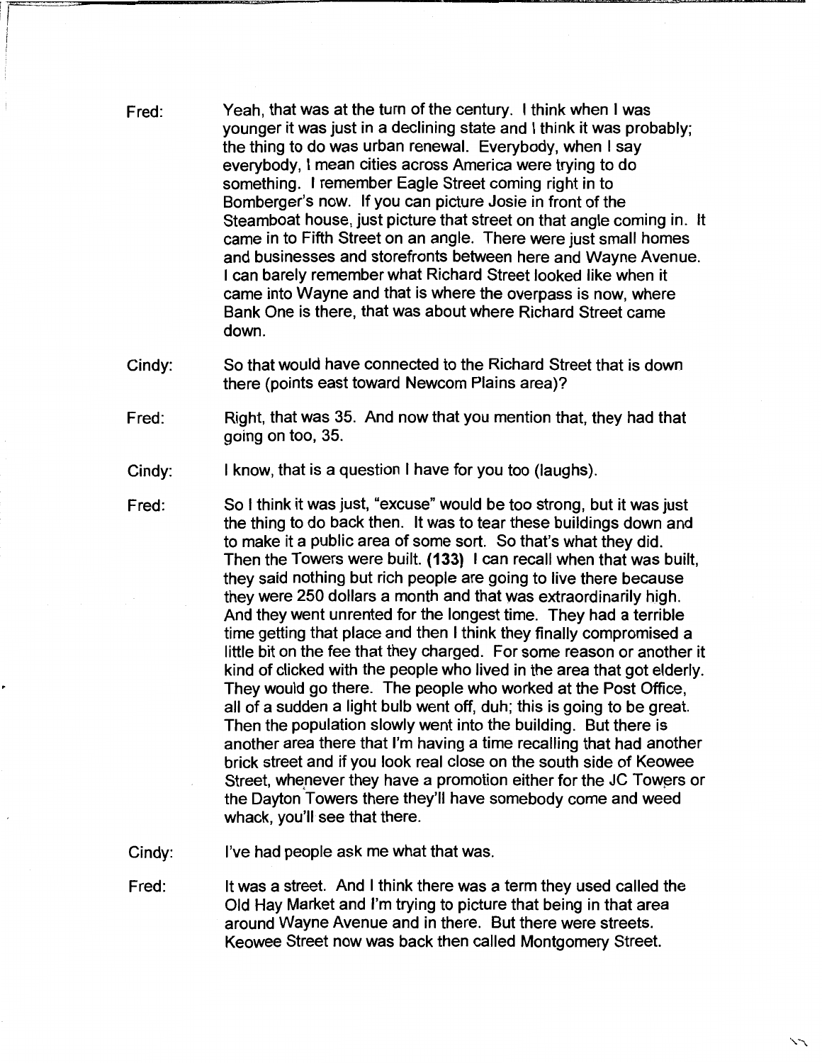Fred: Yeah, that was at the turn of the century. I think when I was younger it was just in a declining state and I think it was probably; the thing to do was urban renewal. Everybody, when I say everybody, I mean cities across America were trying to do something. I remember Eagle Street coming right in to Bomberger's now. If you can picture Josie in front of the Steamboat house, just picture that street on that angle coming in. It came in to Fifth Street on an angle. There were just small homes and businesses and storefronts between here and Wayne Avenue. I can barely remember what Richard Street looked like when it came into Wayne and that is where the overpass is now, where Bank One is there, that was about where Richard Street came down.

Cindy: So that would have connected to the Richard Street that is down there (points east toward Newcom Plains area)?

Fred: Right, that was 35. And now that you mention that, they had that going on too, 35.

Cindy: I know, that is a question I have for you too (laughs).

Fred: So I think it was just, "excuse" would be too strong, but it was just the thing to do back then. It was to tear these buildings down and to make it a public area of some sort. So that's what they did. Then the Towers were built. **(133)** I can recall when that was built, they said nothing but rich people are going to live there because they were 250 dollars a month and that was extraordinarily high. And they went unrented for the longest time. They had a terrible time getting that place and then I think they finally compromised a little bit on the fee that they charged. For some reason or another it kind of clicked with the people who lived in the area that got elderly. They would go there. The people who worked at the Post Office, all of a sudden a light bulb went off, duh; this is going to be great. Then the population slowly went into the building. But there is another area there that I'm having a time recalling that had another brick street and if you look real close on the south side of Keowee Street, whenever they have a promotion either for the JC Towers or the Dayton Towers there they'll have somebody come and weed whack, you'll see that there.

Cindy: I've had people ask me what that was.

Fred: It was a street. And I think there was a term they used called the Old Hay Market and I'm trying to picture that being in that area around Wayne Avenue and in there. But there were streets. Keowee Street now was back then called Montgomery Street.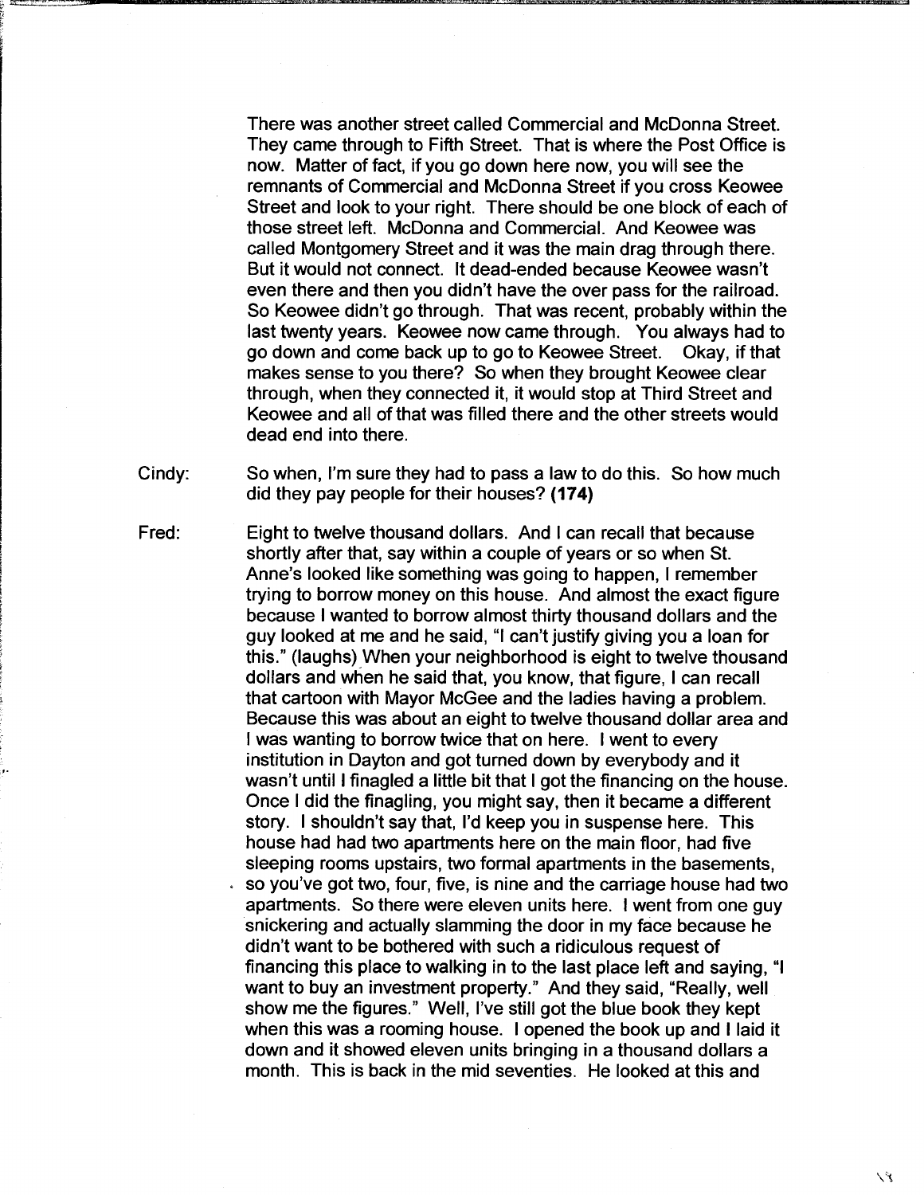There was another street called Commercial and McDonna Street. They came through to Fifth Street. That is where the Post Office is now. Matter of fact, if you go down here now, you will see the remnants of Commercial and McDonna Street if you cross Keowee Street and look to your right. There should be one block of each of those street left. McDonna and Commercial. And Keowee was called Montgomery Street and it was the main drag through there. But it would not connect. It dead-ended because Keowee wasn't even there and then you didn't have the over pass for the railroad. So Keowee didn't go through. That was recent, probably within the last twenty years. Keowee now came through. You always had to go down and come back up to go to Keowee Street. Okay, if that makes sense to you there? So when they brought Keowee clear through, when they connected it, it would stop at Third Street and Keowee and all of that was filled there and the other streets would dead end into there.

Cindy: So when, I'm sure they had to pass a law to do this. So how much did they pay people for their houses? **(174)**

Fred: Eight to twelve thousand dollars. And I can recall that because shortly after that, say within a couple of years or so when St. Anne's looked like something was going to happen, I remember trying to borrow money on this house. And almost the exact figure because I wanted to borrow almost thirty thousand dollars and the guy looked at me and he said, "I can't justify giving you a loan for this." (laughs) When your neighborhood is eight to twelve thousand dollars and when he said that, you know, that figure, I can recall that cartoon with Mayor McGee and the ladies having a problem. Because this was about an eight to twelve thousand dollar area and I was wanting to borrow twice that on here. I went to every institution in Dayton and got turned down by everybody and it wasn't until I finagled a little bit that I got the financing on the house. Once I did the finagling, you might say, then it became a different story. I shouldn't say that, I'd keep you in suspense here. This house had had two apartments here on the main floor, had five sleeping rooms upstairs, two formal apartments in the basements, so you've got two, four, five, is nine and the carriage house had two apartments. So there were eleven units here. I went from one guy snickering and actually slamming the door in my face because he didn't want to be bothered with such a ridiculous request of financing this place to walking in to the last place left and saying, "I want to buy an investment property." And they said, "Really, well show me the figures." Well, I've still got the blue book they kept when this was a rooming house. I opened the book up and I laid it down and it showed eleven units bringing in a thousand dollars a month. This is back in the mid seventies. He looked at this and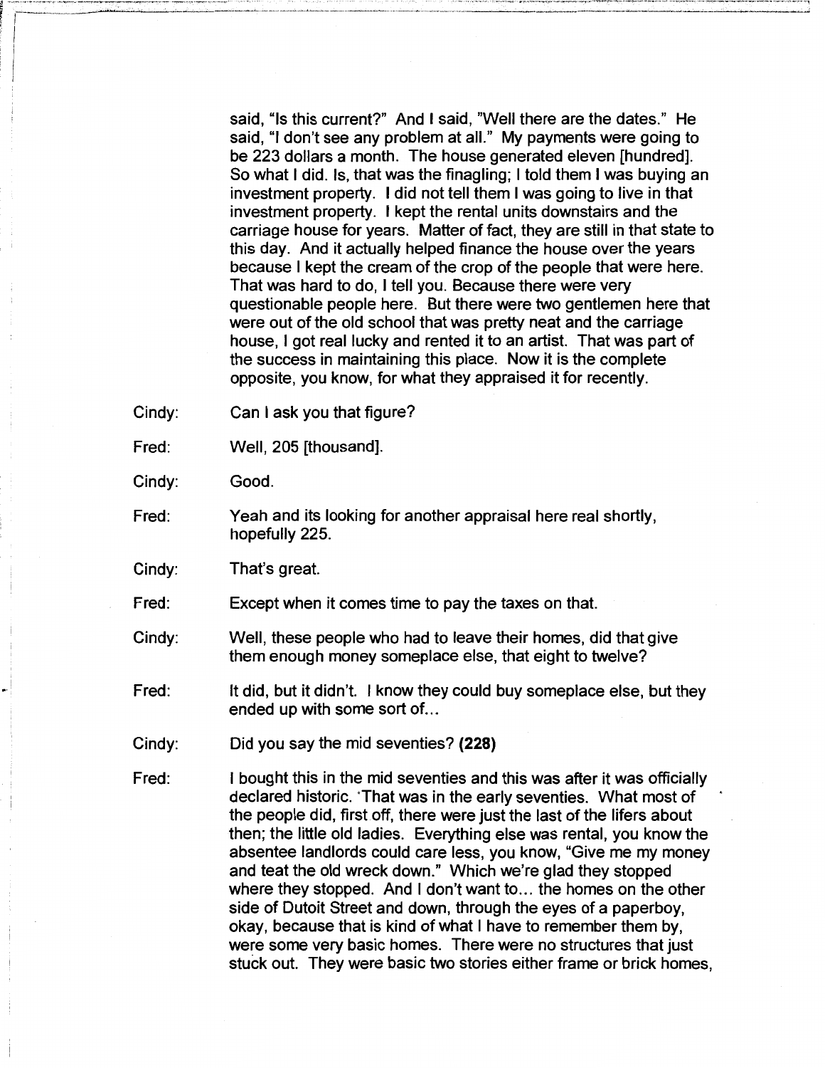said, "Is this current?" And I said, "Well there are the dates." He said, "I don't see any problem at all." My payments were going to be 223 dollars a month. The house generated eleven [hundred]. So what I did. Is, that was the finagling; I told them I was buying an investment property. I did not tell them I was going to live in that investment property. I kept the rental units downstairs and the carriage house for years. Matter of fact, they are still in that state to this day. And it actually helped finance the house over the years because I kept the cream of the crop of the people that were here. That was hard to do, I tell you. Because there were very questionable people here. But there were two gentlemen here that were out of the old school that was pretty neat and the carriage house, I got real lucky and rented it to an artist. That was part of the success in maintaining this place. Now it is the complete opposite, you know, for what they appraised it for recently.

Cindy: Can I ask you that figure?

Fred: Well, 205 [thousand].

Cindy: Good.

Fred: Yeah and its looking for another appraisal here real shortly, hopefully 225.

Cindy: That's great.

Fred: Except when it comes time to pay the taxes on that.

Cindy: Well, these people who had to leave their homes, did that give them enough money someplace else, that eight to twelve?

Fred: It did, but it didn't. I know they could buy someplace else, but they ended up with some sort of...

Cindy: Did you say the mid seventies? **(228)**

Fred: I bought this in the mid seventies and this was after it was officially declared historic. That was in the early seventies. What most of the people did, first off, there were just the last of the lifers about then; the little old ladies. Everything else was rental, you know the absentee landlords could care less, you know, "Give me my money and teat the old wreck down." Which we're glad they stopped where they stopped. And I don't want to... the homes on the other side of Dutoit Street and down, through the eyes of a paperboy, okay, because that is kind of what I have to remember them by, were some very basic homes. There were no structures that just stuck out. They were basic two stories either frame or brick homes,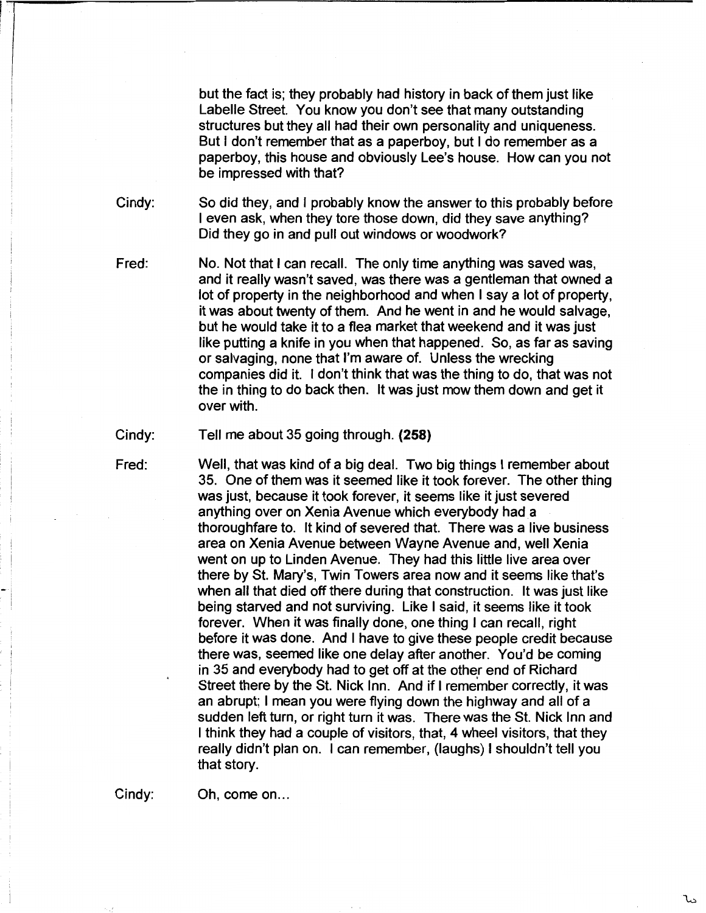but the fact is; they probably had history in back of them just like Labelle Street. You know you don't see that many outstanding structures but they all had their own personality and uniqueness. But I don't remember that as a paperboy, but I do remember as a paperboy, this house and obviously Lee's house. How can you not be impressed with that?

Cindy: So did they, and I probably know the answer to this probably before I even ask, when they tore those down, did they save anything? Did they go in and pull out windows or woodwork?

Fred: No. Not that I can recall. The only time anything was saved was, and it really wasn't saved, was there was a gentleman that owned a lot of property in the neighborhood and when I say a lot of property, it was about twenty of them. And he went in and he would salvage, but he would take it to a flea market that weekend and it was just like putting a knife in you when that happened. So, as far as saving or salvaging, none that I'm aware of. Unless the wrecking companies did it. I don't think that was the thing to do, that was not the in thing to do back then. It was just mow them down and get it over with.

Cindy: Tell me about 35 going through. **(258)**

Fred: Well, that was kind of a big deal. Two big things I remember about 35. One of them was it seemed like it took forever. The other thing was just, because it took forever, it seems like it just severed anything over on Xenia Avenue which everybody had a thoroughfare to. It kind of severed that. There was a live business area on Xenia Avenue between Wayne Avenue and, well Xenia went on up to Linden Avenue. They had this little live area over there by St. Mary's, Twin Towers area now and it seems like that's when all that died off there during that construction. It was just like being starved and not surviving. Like I said, it seems like it took forever. When it was finally done, one thing I can recall, right before it was done. And I have to give these people credit because there was, seemed like one delay after another. You'd be coming in 35 and everybody had to get off at the other end of Richard Street there by the St. Nick Inn. And if I remember correctly, it was an abrupt; I mean you were flying down the highway and all of a sudden left turn, or right turn it was. There was the St. Nick Inn and I think they had a couple of visitors, that, 4 wheel visitors, that they really didn't plan on. I can remember, (laughs) I shouldn't tell you that story.

Cindy: Oh, come on...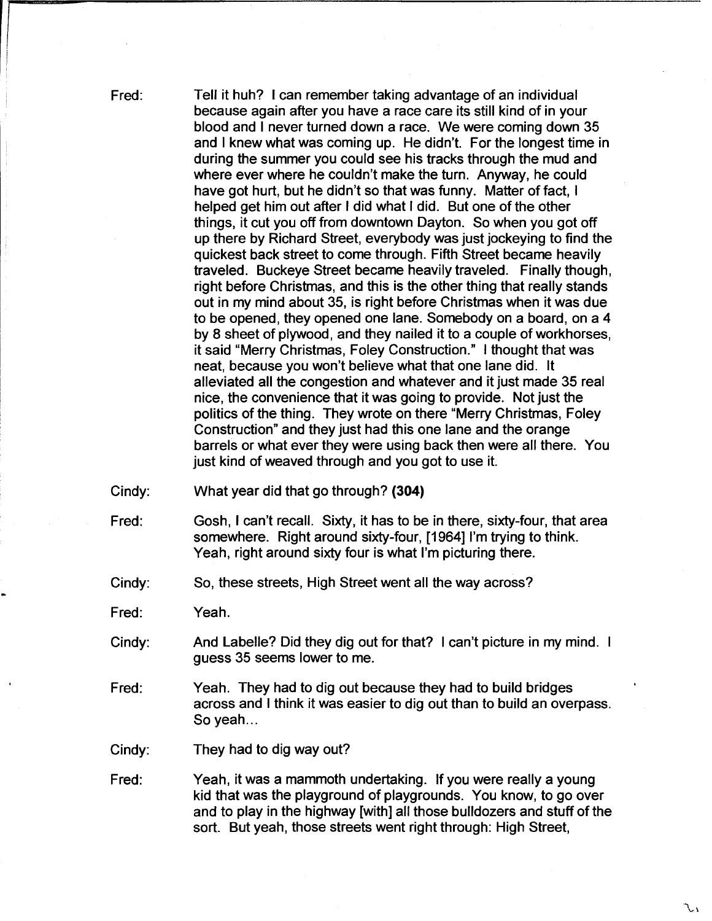Fred: Tell it huh? I can remember taking advantage of an individual because again after you have a race care its still kind of in your blood and I never turned down a race. We were coming down 35 and I knew what was coming up. He didn't. For the longest time in during the summer you could see his tracks through the mud and where ever where he couldn't make the turn. Anyway, he could have got hurt, but he didn't so that was funny. Matter of fact, I helped get him out after I did what I did. But one of the other things, it cut you off from downtown Dayton. So when you got off up there by Richard Street, everybody was just jockeying to find the quickest back street to come through. Fifth Street became heavily traveled. Buckeye Street became heavily traveled. Finally though, right before Christmas, and this is the other thing that really stands out in my mind about 35, is right before Christmas when it was due to be opened, they opened one lane. Somebody on a board, on a 4 by 8 sheet of plywood, and they nailed it to a couple of workhorses, it said "Merry Christmas, Foley Construction." I thought that was neat, because you won't believe what that one lane did. It alleviated all the congestion and whatever and it just made 35 real nice, the convenience that it was going to provide. Not just the politics of the thing. They wrote on there "Merry Christmas, Foley Construction" and they just had this one lane and the orange barrels or what ever they were using back then were all there. You just kind of weaved through and you got to use it.

Cindy: What year did that go through? **(304)**

Fred: Gosh, I can't recall. Sixty, it has to be in there, sixty-four, that area somewhere. Right around sixty-four, [1964] I'm trying to think. Yeah, right around sixty four is what I'm picturing there.

Cindy: So, these streets, High Street went all the way across?

Fred: Yeah.

Cindy: And Labelle? Did they dig out for that? I can't picture in my mind. I guess 35 seems lower to me.

Fred: Yeah. They had to dig out because they had to build bridges across and I think it was easier to dig out than to build an overpass. So yeah...

Cindy: They had to dig way out?

Fred: Yeah, it was a mammoth undertaking. If you were really a young kid that was the playground of playgrounds. You know, to go over and to play in the highway [with] all those bulldozers and stuff of the sort. But yeah, those streets went right through: High Street,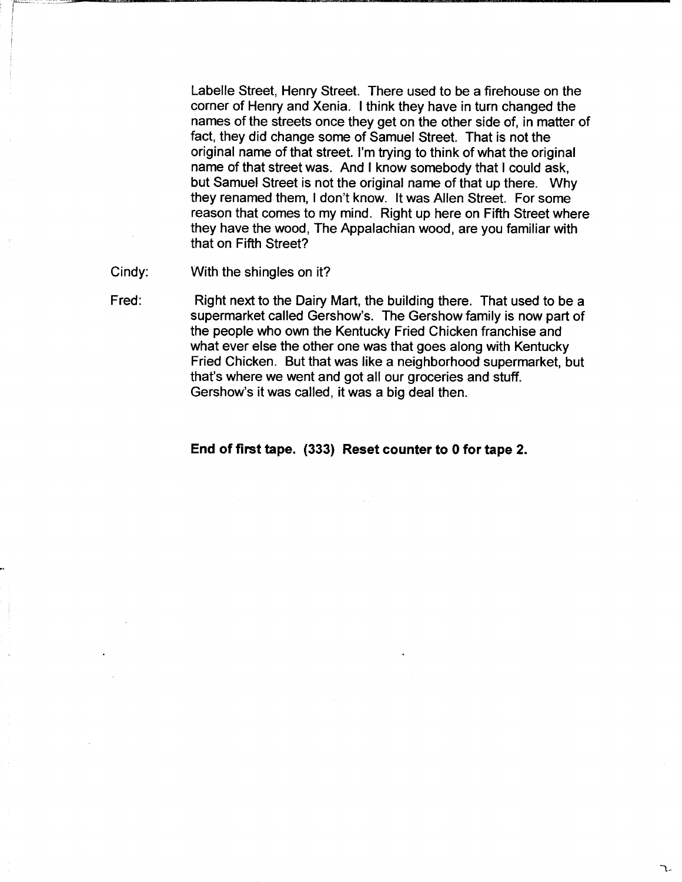Labelle Street, Henry Street. There used to be a firehouse on the corner of Henry and Xenia. I think they have in turn changed the names of the streets once they get on the other side of, in matter of fact, they did change some of Samuel Street. That is not the original name of that street. I'm trying to think of what the original name of that street was. And I know somebody that I could ask, but Samuel Street is not the original name of that up there. Why they renamed them, I don't know. It was Allen Street. For some reason that comes to my mind. Right up here on Fifth Street where they have the wood, The Appalachian wood, are you familiar with that on Fifth Street?

Cindy: With the shingles on it?

Fred: Right next to the Dairy Mart, the building there. That used to be a supermarket called Gershow's. The Gershow family is now part of the people who own the Kentucky Fried Chicken franchise and what ever else the other one was that goes along with Kentucky Fried Chicken. But that was like a neighborhood supermarket, but that's where we went and got all our groceries and stuff. Gershow's it was called, it was a big deal then.

**End of first tape. (333) Reset counter to 0 for tape 2.**